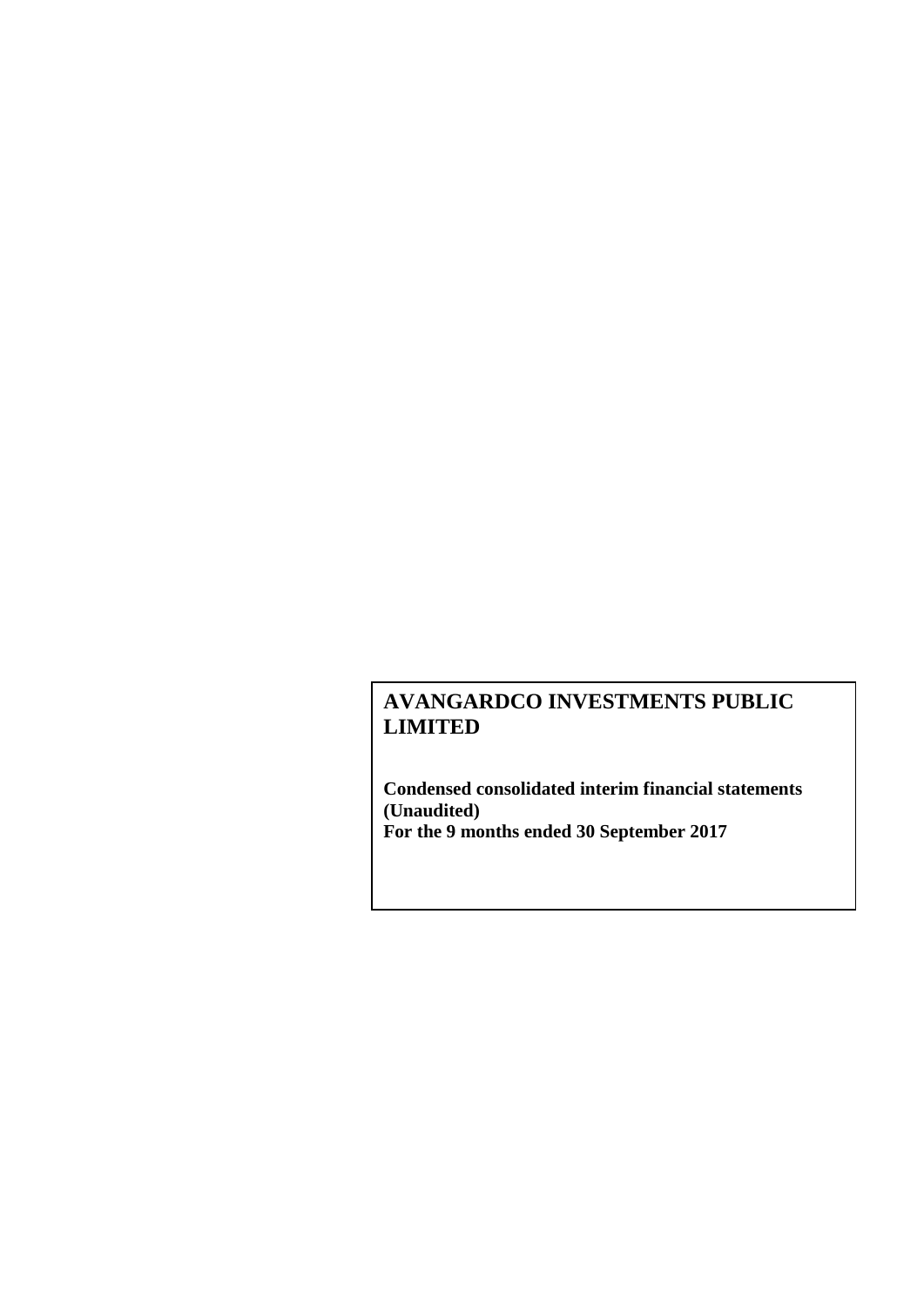# AVANGARDCO INVESTMENTS PUBLIC LIMITED

**Condensed consolidated interim financial statements (Unaudited)**
**For the 9 months ended 30 September 2017**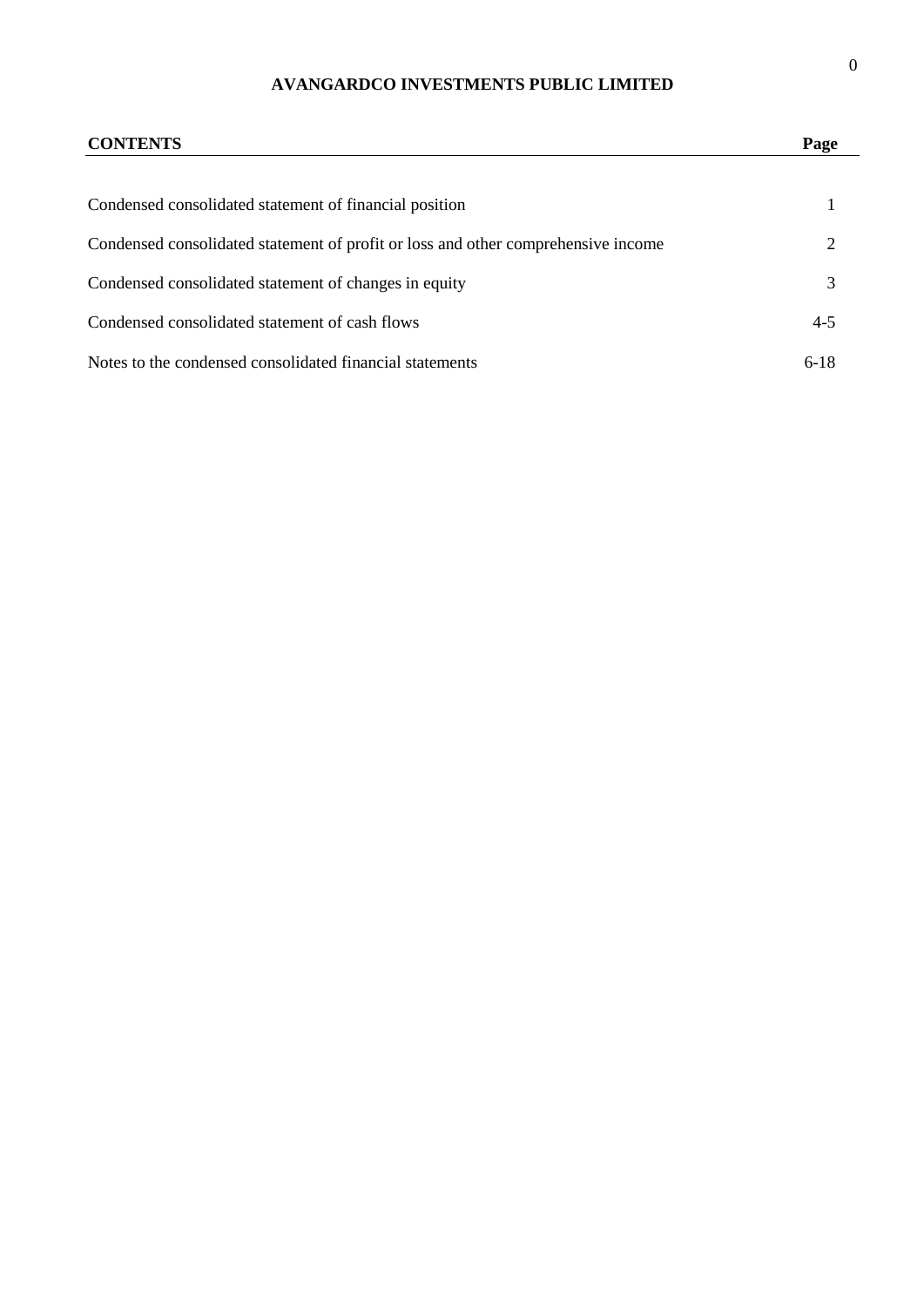**AVANGARDCO INVESTMENTS PUBLIC LIMITED**

| CONTENTS | Page |
|---|---|
| Condensed consolidated statement of financial position | 1 |
| Condensed consolidated statement of profit or loss and other comprehensive income | 2 |
| Condensed consolidated statement of changes in equity | 3 |
| Condensed consolidated statement of cash flows | 4-5 |
| Notes to the condensed consolidated financial statements | 6-18 |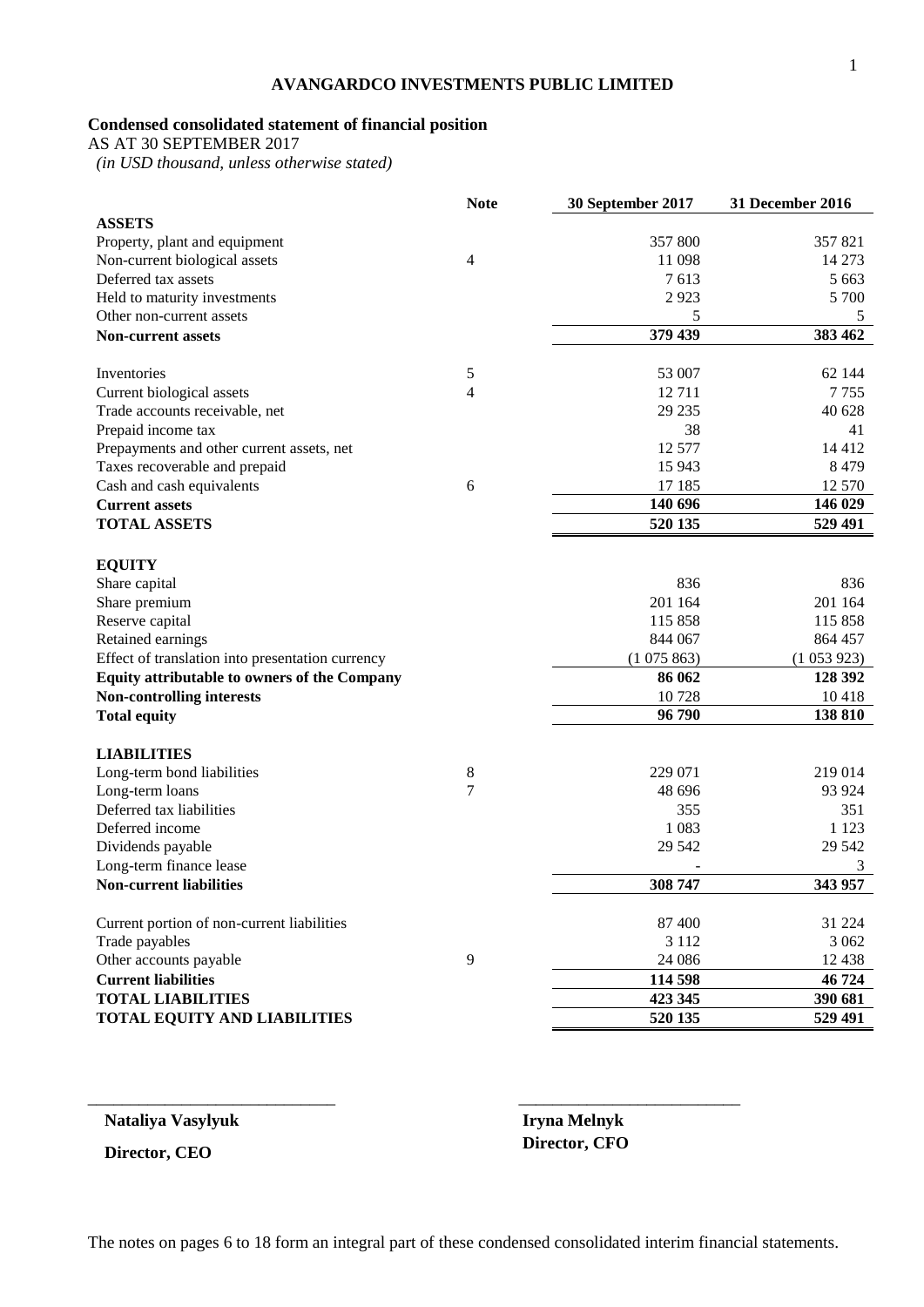**AVANGARDCO INVESTMENTS PUBLIC LIMITED**

**Condensed consolidated statement of financial position**

AS AT 30 SEPTEMBER 2017

*(in USD thousand, unless otherwise stated)*

| | Note | 30 September 2017 | 31 December 2016 |
|---|---|---|---|
| **ASSETS** | | | |
| Property, plant and equipment | | 357 800 | 357 821 |
| Non-current biological assets | 4 | 11 098 | 14 273 |
| Deferred tax assets | | 7 613 | 5 663 |
| Held to maturity investments | | 2 923 | 5 700 |
| Other non-current assets | | 5 | 5 |
| **Non-current assets** | | **379 439** | **383 462** |
| Inventories | 5 | 53 007 | 62 144 |
| Current biological assets | 4 | 12 711 | 7 755 |
| Trade accounts receivable, net | | 29 235 | 40 628 |
| Prepaid income tax | | 38 | 41 |
| Prepayments and other current assets, net | | 12 577 | 14 412 |
| Taxes recoverable and prepaid | | 15 943 | 8 479 |
| Cash and cash equivalents | 6 | 17 185 | 12 570 |
| **Current assets** | | **140 696** | **146 029** |
| **TOTAL ASSETS** | | **520 135** | **529 491** |
| **EQUITY** | | | |
| Share capital | | 836 | 836 |
| Share premium | | 201 164 | 201 164 |
| Reserve capital | | 115 858 | 115 858 |
| Retained earnings | | 844 067 | 864 457 |
| Effect of translation into presentation currency | | (1 075 863) | (1 053 923) |
| **Equity attributable to owners of the Company** | | **86 062** | **128 392** |
| **Non-controlling interests** | | **10 728** | **10 418** |
| **Total equity** | | **96 790** | **138 810** |
| **LIABILITIES** | | | |
| Long-term bond liabilities | 8 | 229 071 | 219 014 |
| Long-term loans | 7 | 48 696 | 93 924 |
| Deferred tax liabilities | | 355 | 351 |
| Deferred income | | 1 083 | 1 123 |
| Dividends payable | | 29 542 | 29 542 |
| Long-term finance lease | | - | 3 |
| **Non-current liabilities** | | **308 747** | **343 957** |
| Current portion of non-current liabilities | | 87 400 | 31 224 |
| Trade payables | | 3 112 | 3 062 |
| Other accounts payable | 9 | 24 086 | 12 438 |
| **Current liabilities** | | **114 598** | **46 724** |
| **TOTAL LIABILITIES** | | **423 345** | **390 681** |
| **TOTAL EQUITY AND LIABILITIES** | | **520 135** | **529 491** |

\_\_\_\_\_\_\_\_\_\_\_\_\_\_\_\_\_\_\_\_\_\_\_\_\_\_\_\_\_\_ \_\_\_\_\_\_\_\_\_\_\_\_\_\_\_\_\_\_\_\_\_\_\_\_\_\_\_\_

**Nataliya Vasylyuk**
**Director, CEO**

**Iryna Melnyk**
**Director, CFO**

The notes on pages 6 to 18 form an integral part of these condensed consolidated interim financial statements.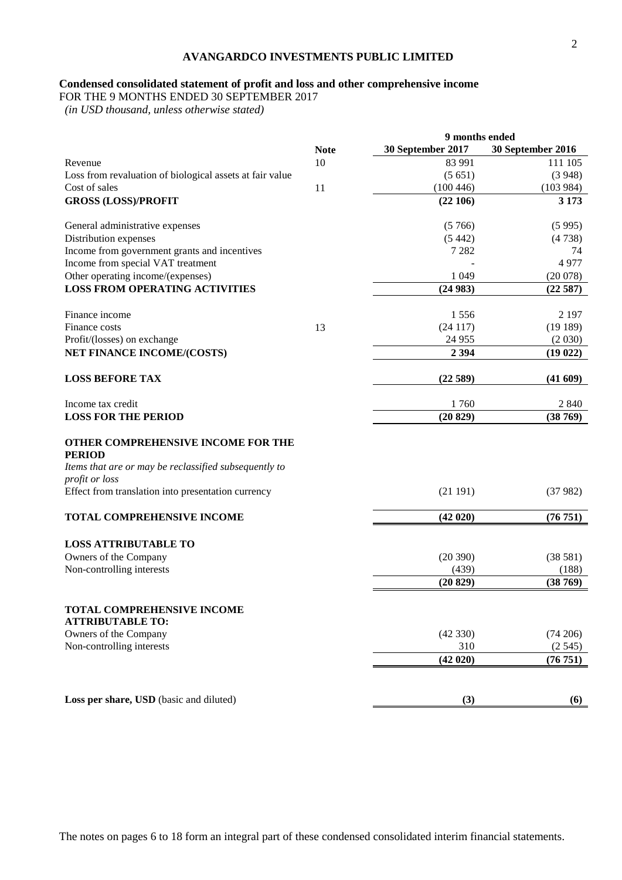**AVANGARDCO INVESTMENTS PUBLIC LIMITED**

**Condensed consolidated statement of profit and loss and other comprehensive income**
FOR THE 9 MONTHS ENDED 30 SEPTEMBER 2017
*(in USD thousand, unless otherwise stated)*

| | Note | 9 months ended 30 September 2017 | 9 months ended 30 September 2016 |
|---|---|---|---|
| Revenue | 10 | 83 991 | 111 105 |
| Loss from revaluation of biological assets at fair value | | (5 651) | (3 948) |
| Cost of sales | 11 | (100 446) | (103 984) |
| **GROSS (LOSS)/PROFIT** | | **(22 106)** | **3 173** |
| General administrative expenses | | (5 766) | (5 995) |
| Distribution expenses | | (5 442) | (4 738) |
| Income from government grants and incentives | | 7 282 | 74 |
| Income from special VAT treatment | | - | 4 977 |
| Other operating income/(expenses) | | 1 049 | (20 078) |
| **LOSS FROM OPERATING ACTIVITIES** | | **(24 983)** | **(22 587)** |
| Finance income | | 1 556 | 2 197 |
| Finance costs | 13 | (24 117) | (19 189) |
| Profit/(losses) on exchange | | 24 955 | (2 030) |
| **NET FINANCE INCOME/(COSTS)** | | **2 394** | **(19 022)** |
| **LOSS BEFORE TAX** | | **(22 589)** | **(41 609)** |
| Income tax credit | | 1 760 | 2 840 |
| **LOSS FOR THE PERIOD** | | **(20 829)** | **(38 769)** |
| **OTHER COMPREHENSIVE INCOME FOR THE PERIOD** | | | |
| *Items that are or may be reclassified subsequently to profit or loss* | | | |
| Effect from translation into presentation currency | | (21 191) | (37 982) |
| **TOTAL COMPREHENSIVE INCOME** | | **(42 020)** | **(76 751)** |
| **LOSS ATTRIBUTABLE TO** | | | |
| Owners of the Company | | (20 390) | (38 581) |
| Non-controlling interests | | (439) | (188) |
| | | **(20 829)** | **(38 769)** |
| **TOTAL COMPREHENSIVE INCOME ATTRIBUTABLE TO:** | | | |
| Owners of the Company | | (42 330) | (74 206) |
| Non-controlling interests | | 310 | (2 545) |
| | | **(42 020)** | **(76 751)** |
| **Loss per share, USD** (basic and diluted) | | **(3)** | **(6)** |

The notes on pages 6 to 18 form an integral part of these condensed consolidated interim financial statements.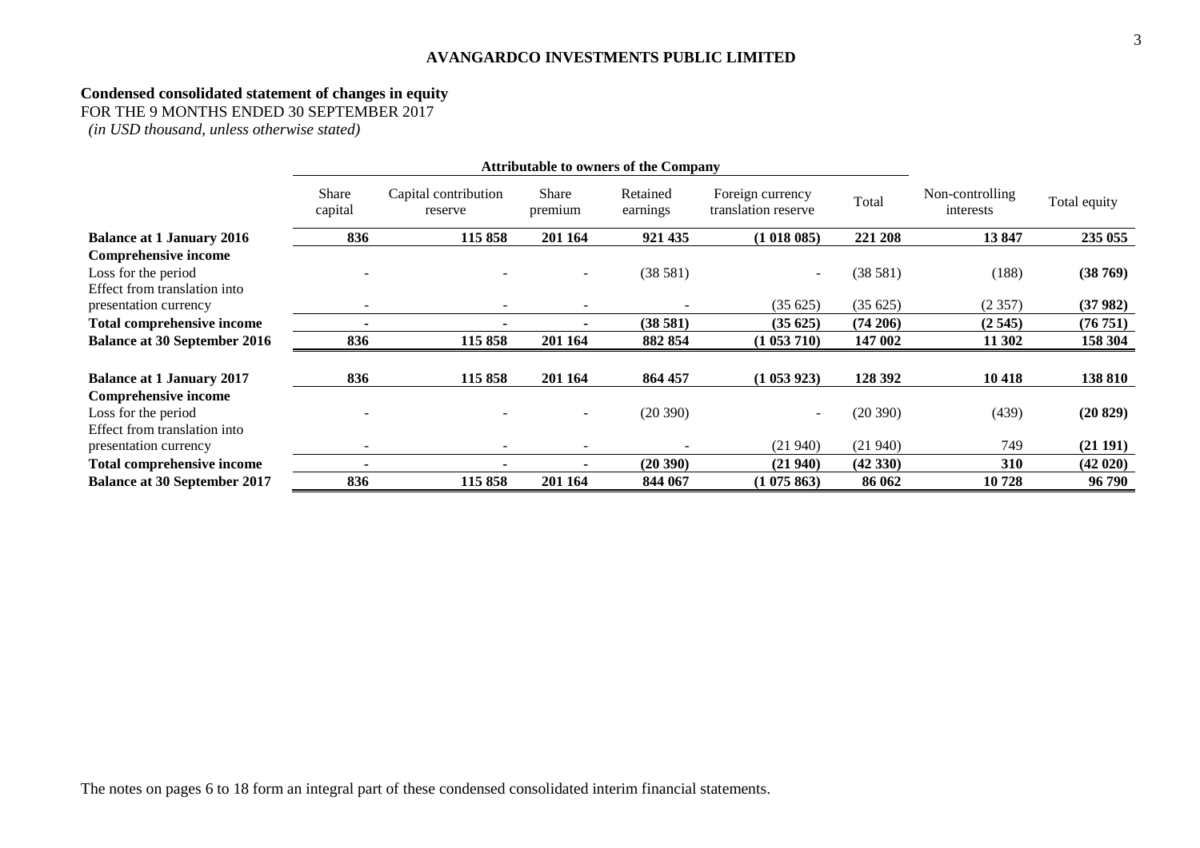**AVANGARDCO INVESTMENTS PUBLIC LIMITED**

**Condensed consolidated statement of changes in equity**

FOR THE 9 MONTHS ENDED 30 SEPTEMBER 2017

*(in USD thousand, unless otherwise stated)*

| | Attributable to owners of the Company | | | | | | | |
|---|---|---|---|---|---|---|---|---|
| | Share capital | Capital contribution reserve | Share premium | Retained earnings | Foreign currency translation reserve | Total | Non-controlling interests | Total equity |
| **Balance at 1 January 2016** | **836** | **115 858** | **201 164** | **921 435** | **(1 018 085)** | **221 208** | **13 847** | **235 055** |
| **Comprehensive income** | | | | | | | | |
| Loss for the period | - | - | - | (38 581) | - | (38 581) | (188) | **(38 769)** |
| Effect from translation into presentation currency | - | - | - | - | (35 625) | (35 625) | (2 357) | **(37 982)** |
| **Total comprehensive income** | **-** | **-** | **-** | **(38 581)** | **(35 625)** | **(74 206)** | **(2 545)** | **(76 751)** |
| **Balance at 30 September 2016** | **836** | **115 858** | **201 164** | **882 854** | **(1 053 710)** | **147 002** | **11 302** | **158 304** |
| | | | | | | | | |
| **Balance at 1 January 2017** | **836** | **115 858** | **201 164** | **864 457** | **(1 053 923)** | **128 392** | **10 418** | **138 810** |
| **Comprehensive income** | | | | | | | | |
| Loss for the period | - | - | - | (20 390) | - | (20 390) | (439) | **(20 829)** |
| Effect from translation into presentation currency | - | - | - | - | (21 940) | (21 940) | 749 | **(21 191)** |
| **Total comprehensive income** | **-** | **-** | **-** | **(20 390)** | **(21 940)** | **(42 330)** | **310** | **(42 020)** |
| **Balance at 30 September 2017** | **836** | **115 858** | **201 164** | **844 067** | **(1 075 863)** | **86 062** | **10 728** | **96 790** |

The notes on pages 6 to 18 form an integral part of these condensed consolidated interim financial statements.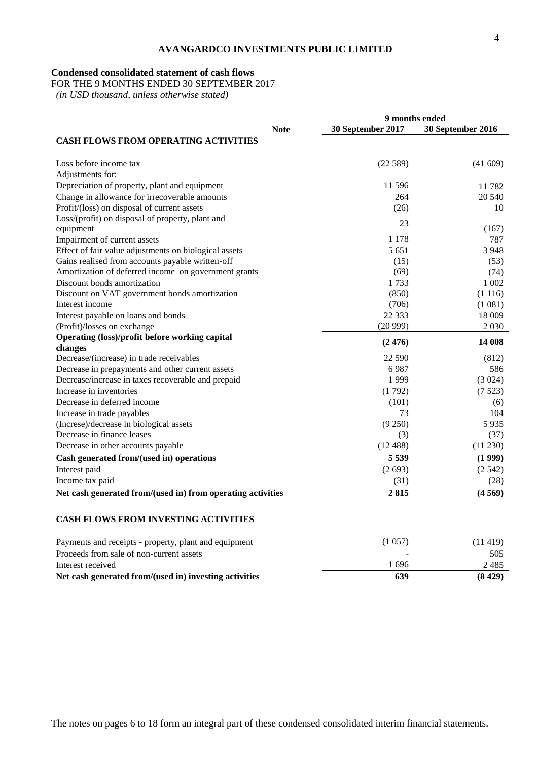**AVANGARDCO INVESTMENTS PUBLIC LIMITED**

**Condensed consolidated statement of cash flows**

FOR THE 9 MONTHS ENDED 30 SEPTEMBER 2017

*(in USD thousand, unless otherwise stated)*

| | Note | 9 months ended | |
|---|---|---|---|
| | | **30 September 2017** | **30 September 2016** |
| **CASH FLOWS FROM OPERATING ACTIVITIES** | | | |
| Loss before income tax | | (22 589) | (41 609) |
| Adjustments for: | | | |
| Depreciation of property, plant and equipment | | 11 596 | 11 782 |
| Change in allowance for irrecoverable amounts | | 264 | 20 540 |
| Profit/(loss) on disposal of current assets | | (26) | 10 |
| Loss/(profit) on disposal of property, plant and equipment | | 23 | (167) |
| Impairment of current assets | | 1 178 | 787 |
| Effect of fair value adjustments on biological assets | | 5 651 | 3 948 |
| Gains realised from accounts payable written-off | | (15) | (53) |
| Amortization of deferred income on government grants | | (69) | (74) |
| Discount bonds amortization | | 1 733 | 1 002 |
| Discount on VAT government bonds amortization | | (850) | (1 116) |
| Interest income | | (706) | (1 081) |
| Interest payable on loans and bonds | | 22 333 | 18 009 |
| (Profit)/losses on exchange | | (20 999) | 2 030 |
| **Operating (loss)/profit before working capital changes** | | **(2 476)** | **14 008** |
| Decrease/(increase) in trade receivables | | 22 590 | (812) |
| Decrease in prepayments and other current assets | | 6 987 | 586 |
| Decrease/increase in taxes recoverable and prepaid | | 1 999 | (3 024) |
| Increase in inventories | | (1 792) | (7 523) |
| Decrease in deferred income | | (101) | (6) |
| Increase in trade payables | | 73 | 104 |
| (Increse)/decrease in biological assets | | (9 250) | 5 935 |
| Decrease in finance leases | | (3) | (37) |
| Decrease in other accounts payable | | (12 488) | (11 230) |
| **Cash generated from/(used in) operations** | | **5 539** | **(1 999)** |
| Interest paid | | (2 693) | (2 542) |
| Income tax paid | | (31) | (28) |
| **Net cash generated from/(used in) from operating activities** | | **2 815** | **(4 569)** |
| | | | |
| **CASH FLOWS FROM INVESTING ACTIVITIES** | | | |
| Payments and receipts - property, plant and equipment | | (1 057) | (11 419) |
| Proceeds from sale of non-current assets | | - | 505 |
| Interest received | | 1 696 | 2 485 |
| **Net cash generated from/(used in) investing activities** | | **639** | **(8 429)** |

The notes on pages 6 to 18 form an integral part of these condensed consolidated interim financial statements.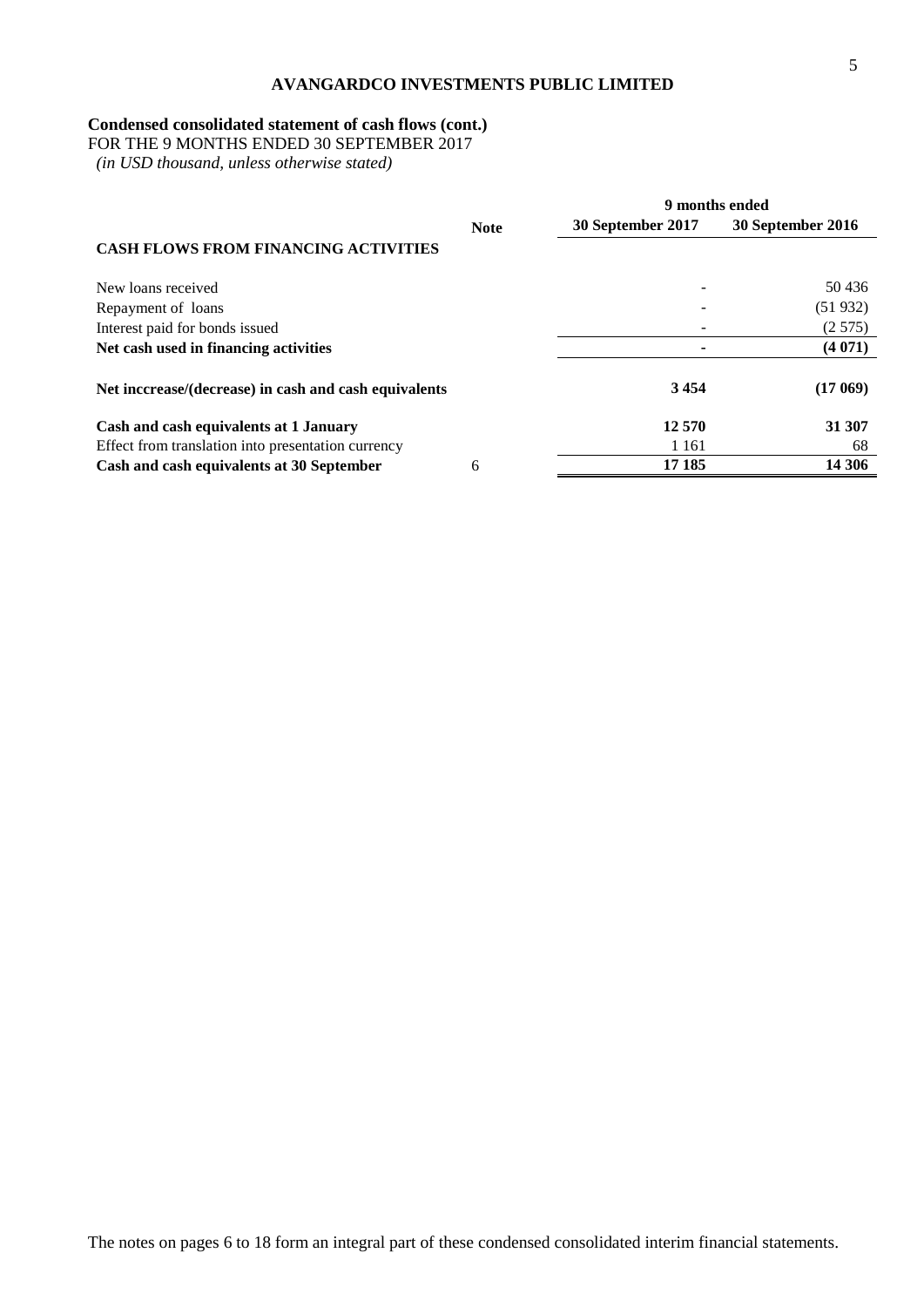**AVANGARDCO INVESTMENTS PUBLIC LIMITED**

**Condensed consolidated statement of cash flows (cont.)**
FOR THE 9 MONTHS ENDED 30 SEPTEMBER 2017
*(in USD thousand, unless otherwise stated)*

| | Note | 9 months ended | |
|---|---|---|---|
| | | **30 September 2017** | **30 September 2016** |
| **CASH FLOWS FROM FINANCING ACTIVITIES** | | | |
| New loans received | | - | 50 436 |
| Repayment of loans | | - | (51 932) |
| Interest paid for bonds issued | | - | (2 575) |
| **Net cash used in financing activities** | | **-** | **(4 071)** |
| **Net inccrease/(decrease) in cash and cash equivalents** | | **3 454** | **(17 069)** |
| **Cash and cash equivalents at 1 January** | | **12 570** | **31 307** |
| Effect from translation into presentation currency | | 1 161 | 68 |
| **Cash and cash equivalents at 30 September** | 6 | **17 185** | **14 306** |

The notes on pages 6 to 18 form an integral part of these condensed consolidated interim financial statements.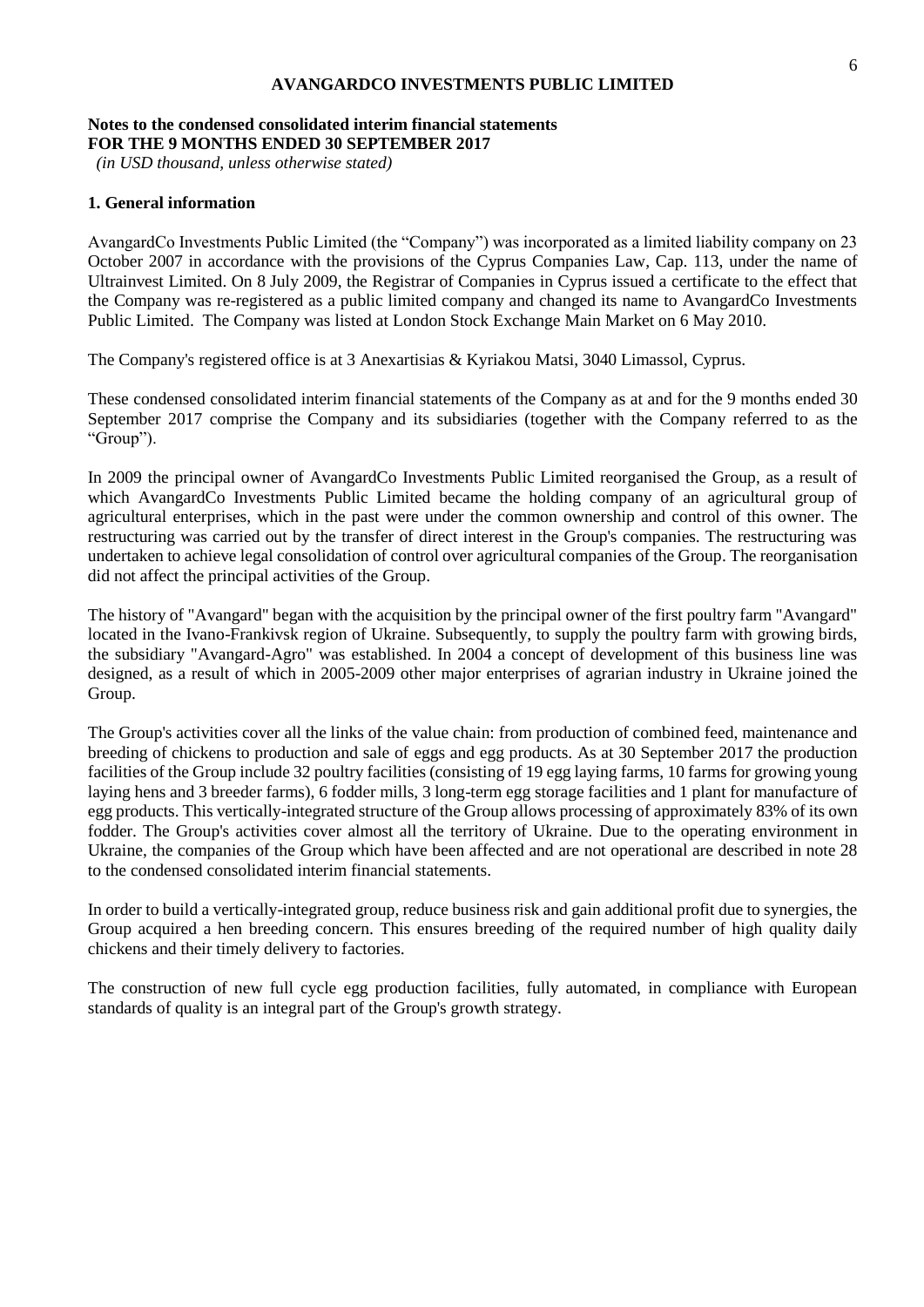# AVANGARDCO INVESTMENTS PUBLIC LIMITED

**Notes to the condensed consolidated interim financial statements**
**FOR THE 9 MONTHS ENDED 30 SEPTEMBER 2017**
*(in USD thousand, unless otherwise stated)*

## 1. General information

AvangardCo Investments Public Limited (the "Company") was incorporated as a limited liability company on 23 October 2007 in accordance with the provisions of the Cyprus Companies Law, Cap. 113, under the name of Ultrainvest Limited. On 8 July 2009, the Registrar of Companies in Cyprus issued a certificate to the effect that the Company was re-registered as a public limited company and changed its name to AvangardCo Investments Public Limited. The Company was listed at London Stock Exchange Main Market on 6 May 2010.

The Company's registered office is at 3 Anexartisias & Kyriakou Matsi, 3040 Limassol, Cyprus.

These condensed consolidated interim financial statements of the Company as at and for the 9 months ended 30 September 2017 comprise the Company and its subsidiaries (together with the Company referred to as the "Group").

In 2009 the principal owner of AvangardCo Investments Public Limited reorganised the Group, as a result of which AvangardCo Investments Public Limited became the holding company of an agricultural group of agricultural enterprises, which in the past were under the common ownership and control of this owner. The restructuring was carried out by the transfer of direct interest in the Group's companies. The restructuring was undertaken to achieve legal consolidation of control over agricultural companies of the Group. The reorganisation did not affect the principal activities of the Group.

The history of "Avangard" began with the acquisition by the principal owner of the first poultry farm "Avangard" located in the Ivano-Frankivsk region of Ukraine. Subsequently, to supply the poultry farm with growing birds, the subsidiary "Avangard-Agro" was established. In 2004 a concept of development of this business line was designed, as a result of which in 2005-2009 other major enterprises of agrarian industry in Ukraine joined the Group.

The Group's activities cover all the links of the value chain: from production of combined feed, maintenance and breeding of chickens to production and sale of eggs and egg products. As at 30 September 2017 the production facilities of the Group include 32 poultry facilities (consisting of 19 egg laying farms, 10 farms for growing young laying hens and 3 breeder farms), 6 fodder mills, 3 long-term egg storage facilities and 1 plant for manufacture of egg products. This vertically-integrated structure of the Group allows processing of approximately 83% of its own fodder. The Group's activities cover almost all the territory of Ukraine. Due to the operating environment in Ukraine, the companies of the Group which have been affected and are not operational are described in note 28 to the condensed consolidated interim financial statements.

In order to build a vertically-integrated group, reduce business risk and gain additional profit due to synergies, the Group acquired a hen breeding concern. This ensures breeding of the required number of high quality daily chickens and their timely delivery to factories.

The construction of new full cycle egg production facilities, fully automated, in compliance with European standards of quality is an integral part of the Group's growth strategy.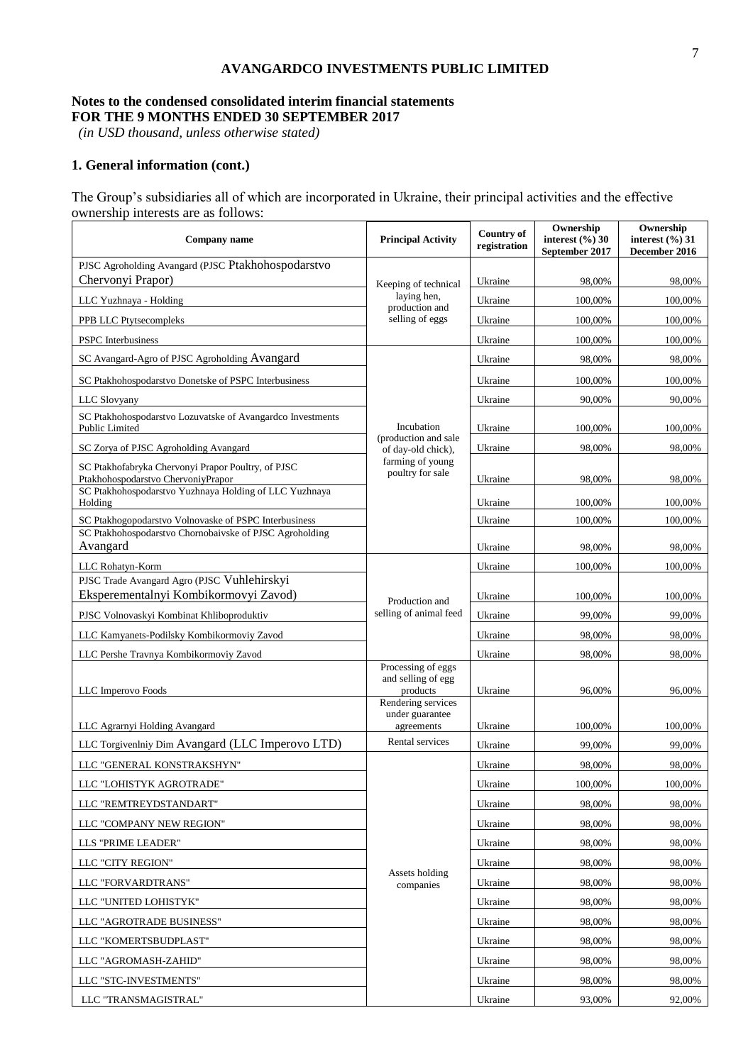# AVANGARDCO INVESTMENTS PUBLIC LIMITED

**Notes to the condensed consolidated interim financial statements**
**FOR THE 9 MONTHS ENDED 30 SEPTEMBER 2017**
*(in USD thousand, unless otherwise stated)*

## 1. General information (cont.)

The Group's subsidiaries all of which are incorporated in Ukraine, their principal activities and the effective ownership interests are as follows:

| Company name | Principal Activity | Country of registration | Ownership interest (%) 30 September 2017 | Ownership interest (%) 31 December 2016 |
|---|---|---|---|---|
| PJSC Agroholding Avangard (PJSC Ptakhohospodarstvo Chervonyi Prapor) | Keeping of technical laying hen, production and selling of eggs | Ukraine | 98,00% | 98,00% |
| LLC Yuzhnaya - Holding | | Ukraine | 100,00% | 100,00% |
| PPB LLC Ptytsecompleks | | Ukraine | 100,00% | 100,00% |
| PSPC Interbusiness | | Ukraine | 100,00% | 100,00% |
| SC Avangard-Agro of PJSC Agroholding Avangard | Incubation (production and sale of day-old chick), farming of young poultry for sale | Ukraine | 98,00% | 98,00% |
| SC Ptakhohospodarstvo Donetske of PSPC Interbusiness | | Ukraine | 100,00% | 100,00% |
| LLC Slovyany | | Ukraine | 90,00% | 90,00% |
| SC Ptakhohospodarstvo Lozuvatske of Avangardco Investments Public Limited | | Ukraine | 100,00% | 100,00% |
| SC Zorya of PJSC Agroholding Avangard | | Ukraine | 98,00% | 98,00% |
| SC Ptakhofabryka Chervonyi Prapor Poultry, of PJSC Ptakhohospodarstvo ChervoniyPrapor | | Ukraine | 98,00% | 98,00% |
| SC Ptakhohospodarstvo Yuzhnaya Holding of LLC Yuzhnaya Holding | | Ukraine | 100,00% | 100,00% |
| SC Ptakhogopodarstvo Volnovaske of PSPC Interbusiness | | Ukraine | 100,00% | 100,00% |
| SC Ptakhohospodarstvo Chornobaivske of PJSC Agroholding Avangard | | Ukraine | 98,00% | 98,00% |
| LLC Rohatyn-Korm | Production and selling of animal feed | Ukraine | 100,00% | 100,00% |
| PJSC Trade Avangard Agro (PJSC Vuhlehirskyi Eksperementalnyi Kombikormovyi Zavod) | | Ukraine | 100,00% | 100,00% |
| PJSC Volnovaskyi Kombinat Khliboproduktiv | | Ukraine | 99,00% | 99,00% |
| LLC Kamyanets-Podilsky Kombikormoviy Zavod | | Ukraine | 98,00% | 98,00% |
| LLC Pershe Travnya Kombikormoviy Zavod | | Ukraine | 98,00% | 98,00% |
| LLC Imperovo Foods | Processing of eggs and selling of egg products | Ukraine | 96,00% | 96,00% |
| LLC Agrarnyi Holding Avangard | Rendering services under guarantee agreements | Ukraine | 100,00% | 100,00% |
| LLC Torgivenlniy Dim Avangard (LLC Imperovo LTD) | Rental services | Ukraine | 99,00% | 99,00% |
| LLC "GENERAL KONSTRAKSHYN" | Assets holding companies | Ukraine | 98,00% | 98,00% |
| LLC "LOHISTYK AGROTRADE" | | Ukraine | 100,00% | 100,00% |
| LLC "REMTREYDSTANDART" | | Ukraine | 98,00% | 98,00% |
| LLC "COMPANY NEW REGION" | | Ukraine | 98,00% | 98,00% |
| LLS "PRIME LEADER" | | Ukraine | 98,00% | 98,00% |
| LLC "CITY REGION" | | Ukraine | 98,00% | 98,00% |
| LLC "FORVARDTRANS" | | Ukraine | 98,00% | 98,00% |
| LLC "UNITED LOHISTYK" | | Ukraine | 98,00% | 98,00% |
| LLC "AGROTRADE BUSINESS" | | Ukraine | 98,00% | 98,00% |
| LLC "KOMERTSBUDPLAST" | | Ukraine | 98,00% | 98,00% |
| LLC "AGROMASH-ZAHID" | | Ukraine | 98,00% | 98,00% |
| LLC "STC-INVESTMENTS" | | Ukraine | 98,00% | 98,00% |
| LLC "TRANSMAGISTRAL" | | Ukraine | 93,00% | 92,00% |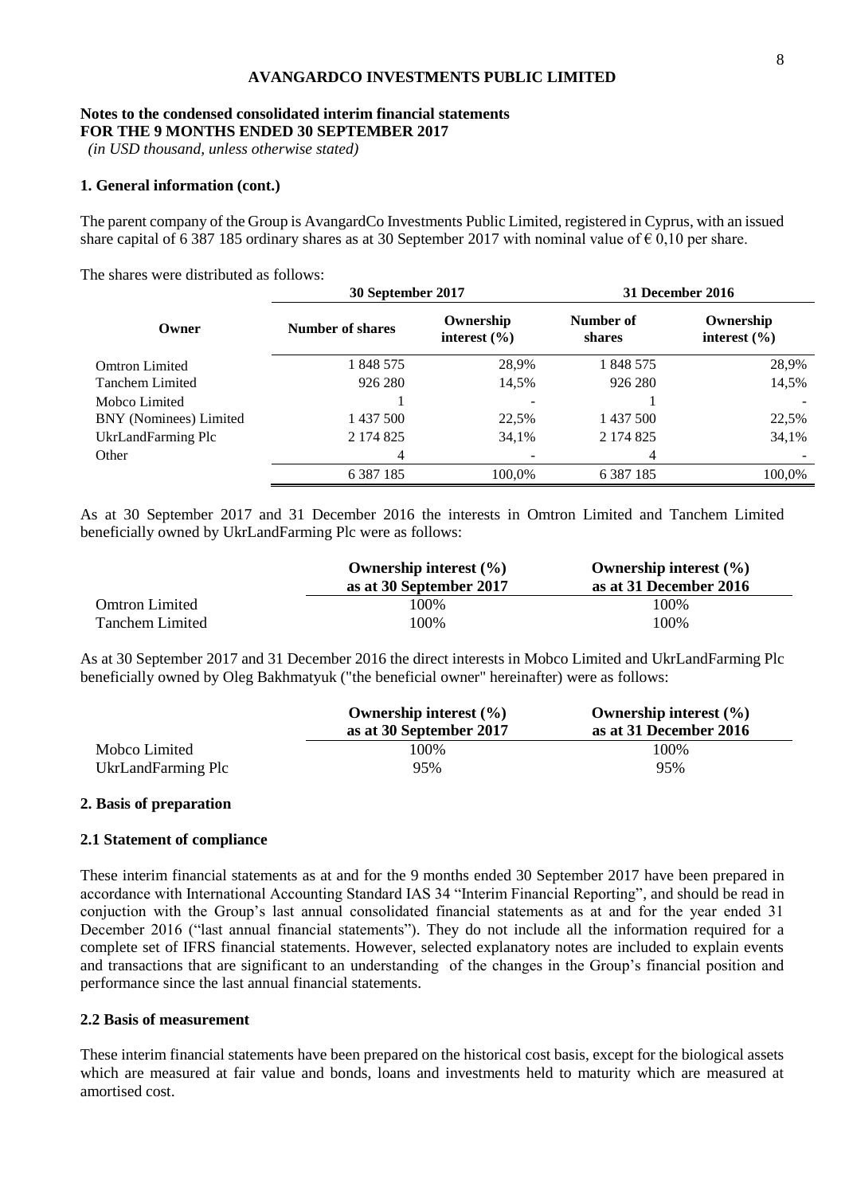**AVANGARDCO INVESTMENTS PUBLIC LIMITED**

**Notes to the condensed consolidated interim financial statements**
**FOR THE 9 MONTHS ENDED 30 SEPTEMBER 2017**
*(in USD thousand, unless otherwise stated)*

### 1. General information (cont.)

The parent company of the Group is AvangardCo Investments Public Limited, registered in Cyprus, with an issued share capital of 6 387 185 ordinary shares as at 30 September 2017 with nominal value of € 0,10 per share.

The shares were distributed as follows:

| | 30 September 2017 | | 31 December 2016 | |
|---|---|---|---|---|
| **Owner** | **Number of shares** | **Ownership interest (%)** | **Number of shares** | **Ownership interest (%)** |
| Omtron Limited | 1 848 575 | 28,9% | 1 848 575 | 28,9% |
| Tanchem Limited | 926 280 | 14,5% | 926 280 | 14,5% |
| Mobco Limited | 1 | - | 1 | - |
| BNY (Nominees) Limited | 1 437 500 | 22,5% | 1 437 500 | 22,5% |
| UkrLandFarming Plc | 2 174 825 | 34,1% | 2 174 825 | 34,1% |
| Other | 4 | - | 4 | - |
| | 6 387 185 | 100,0% | 6 387 185 | 100,0% |

As at 30 September 2017 and 31 December 2016 the interests in Omtron Limited and Tanchem Limited beneficially owned by UkrLandFarming Plc were as follows:

| | Ownership interest (%) as at 30 September 2017 | Ownership interest (%) as at 31 December 2016 |
|---|---|---|
| Omtron Limited | 100% | 100% |
| Tanchem Limited | 100% | 100% |

As at 30 September 2017 and 31 December 2016 the direct interests in Mobco Limited and UkrLandFarming Plc beneficially owned by Oleg Bakhmatyuk ("the beneficial owner" hereinafter) were as follows:

| | Ownership interest (%) as at 30 September 2017 | Ownership interest (%) as at 31 December 2016 |
|---|---|---|
| Mobco Limited | 100% | 100% |
| UkrLandFarming Plc | 95% | 95% |

### 2. Basis of preparation

#### 2.1 Statement of compliance

These interim financial statements as at and for the 9 months ended 30 September 2017 have been prepared in accordance with International Accounting Standard IAS 34 "Interim Financial Reporting", and should be read in conjuction with the Group's last annual consolidated financial statements as at and for the year ended 31 December 2016 ("last annual financial statements"). They do not include all the information required for a complete set of IFRS financial statements. However, selected explanatory notes are included to explain events and transactions that are significant to an understanding of the changes in the Group's financial position and performance since the last annual financial statements.

#### 2.2 Basis of measurement

These interim financial statements have been prepared on the historical cost basis, except for the biological assets which are measured at fair value and bonds, loans and investments held to maturity which are measured at amortised cost.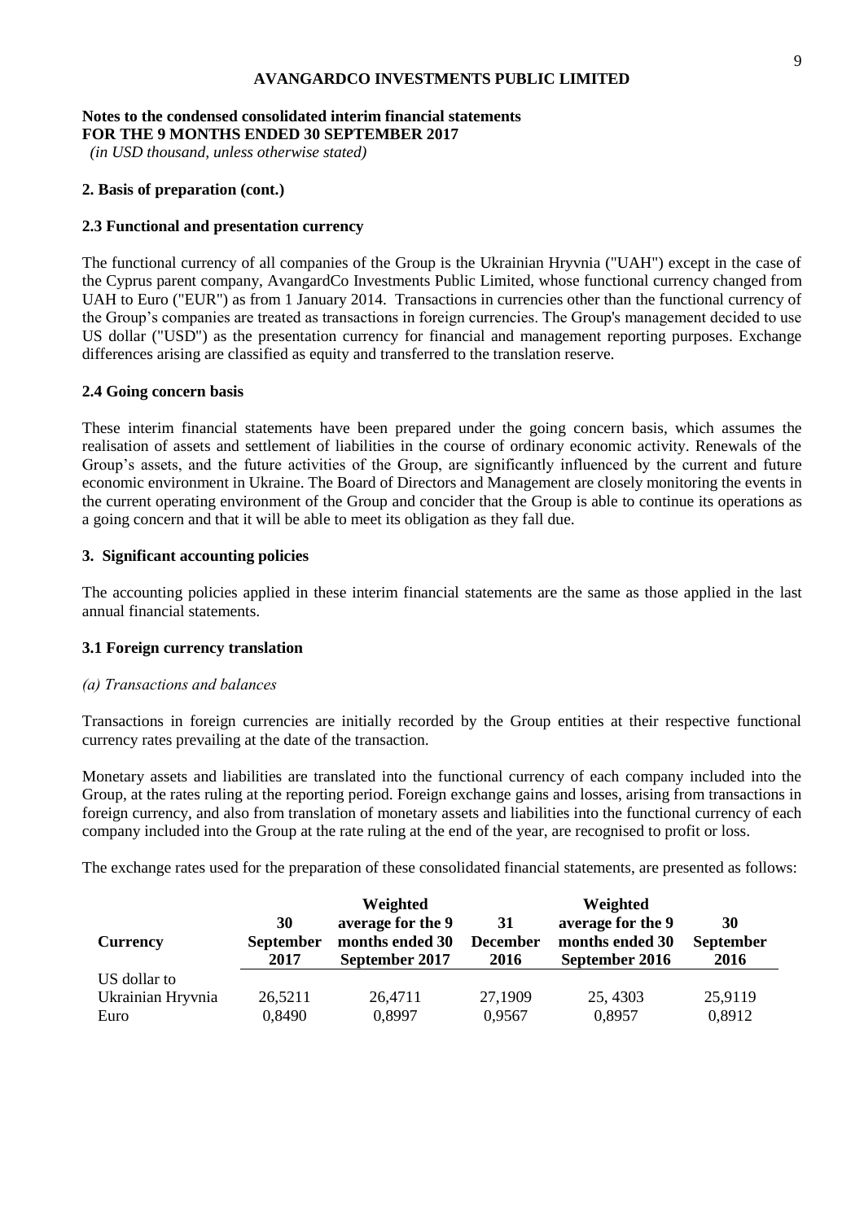**AVANGARDCO INVESTMENTS PUBLIC LIMITED**

**Notes to the condensed consolidated interim financial statements**
**FOR THE 9 MONTHS ENDED 30 SEPTEMBER 2017**
*(in USD thousand, unless otherwise stated)*

### 2. Basis of preparation (cont.)

### 2.3 Functional and presentation currency

The functional currency of all companies of the Group is the Ukrainian Hryvnia ("UAH") except in the case of the Cyprus parent company, AvangardCo Investments Public Limited, whose functional currency changed from UAH to Euro ("EUR") as from 1 January 2014. Transactions in currencies other than the functional currency of the Group's companies are treated as transactions in foreign currencies. The Group's management decided to use US dollar ("USD") as the presentation currency for financial and management reporting purposes. Exchange differences arising are classified as equity and transferred to the translation reserve.

### 2.4 Going concern basis

These interim financial statements have been prepared under the going concern basis, which assumes the realisation of assets and settlement of liabilities in the course of ordinary economic activity. Renewals of the Group's assets, and the future activities of the Group, are significantly influenced by the current and future economic environment in Ukraine. The Board of Directors and Management are closely monitoring the events in the current operating environment of the Group and concider that the Group is able to continue its operations as a going concern and that it will be able to meet its obligation as they fall due.

### 3. Significant accounting policies

The accounting policies applied in these interim financial statements are the same as those applied in the last annual financial statements.

### 3.1 Foreign currency translation

*(a) Transactions and balances*

Transactions in foreign currencies are initially recorded by the Group entities at their respective functional currency rates prevailing at the date of the transaction.

Monetary assets and liabilities are translated into the functional currency of each company included into the Group, at the rates ruling at the reporting period. Foreign exchange gains and losses, arising from transactions in foreign currency, and also from translation of monetary assets and liabilities into the functional currency of each company included into the Group at the rate ruling at the end of the year, are recognised to profit or loss.

The exchange rates used for the preparation of these consolidated financial statements, are presented as follows:

| Currency | 30 September 2017 | Weighted average for the 9 months ended 30 September 2017 | 31 December 2016 | Weighted average for the 9 months ended 30 September 2016 | 30 September 2016 |
|---|---|---|---|---|---|
| US dollar to | | | | | |
| Ukrainian Hryvnia | 26,5211 | 26,4711 | 27,1909 | 25, 4303 | 25,9119 |
| Euro | 0,8490 | 0,8997 | 0,9567 | 0,8957 | 0,8912 |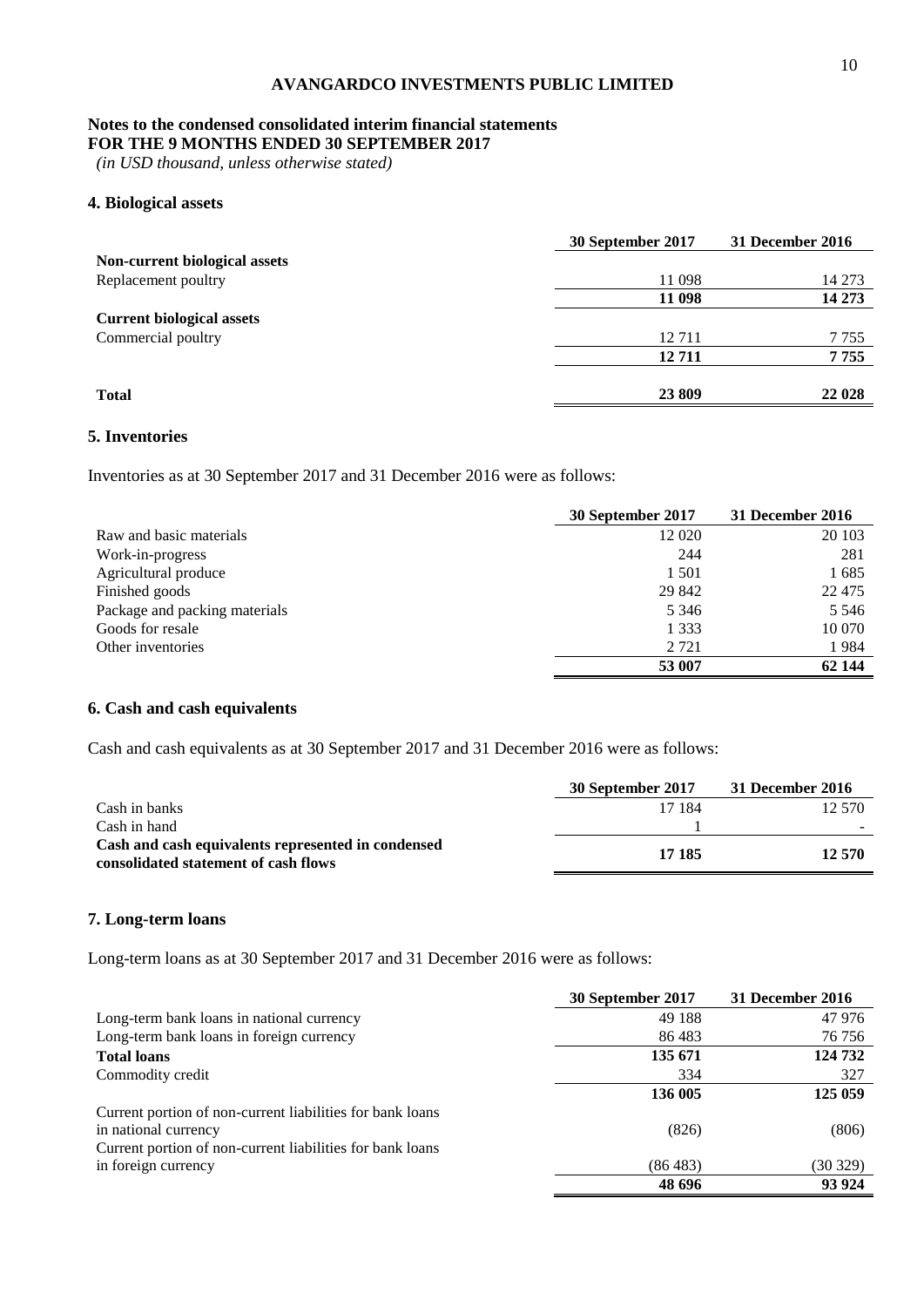**AVANGARDCO INVESTMENTS PUBLIC LIMITED**

**Notes to the condensed consolidated interim financial statements**
**FOR THE 9 MONTHS ENDED 30 SEPTEMBER 2017**
*(in USD thousand, unless otherwise stated)*

## 4. Biological assets

| | 30 September 2017 | 31 December 2016 |
|---|---|---|
| **Non-current biological assets** | | |
| Replacement poultry | 11 098 | 14 273 |
| | **11 098** | **14 273** |
| **Current biological assets** | | |
| Commercial poultry | 12 711 | 7 755 |
| | **12 711** | **7 755** |
| **Total** | **23 809** | **22 028** |

## 5. Inventories

Inventories as at 30 September 2017 and 31 December 2016 were as follows:

| | 30 September 2017 | 31 December 2016 |
|---|---|---|
| Raw and basic materials | 12 020 | 20 103 |
| Work-in-progress | 244 | 281 |
| Agricultural produce | 1 501 | 1 685 |
| Finished goods | 29 842 | 22 475 |
| Package and packing materials | 5 346 | 5 546 |
| Goods for resale | 1 333 | 10 070 |
| Other inventories | 2 721 | 1 984 |
| | **53 007** | **62 144** |

## 6. Cash and cash equivalents

Cash and cash equivalents as at 30 September 2017 and 31 December 2016 were as follows:

| | 30 September 2017 | 31 December 2016 |
|---|---|---|
| Cash in banks | 17 184 | 12 570 |
| Cash in hand | 1 | - |
| **Cash and cash equivalents represented in condensed consolidated statement of cash flows** | **17 185** | **12 570** |

## 7. Long-term loans

Long-term loans as at 30 September 2017 and 31 December 2016 were as follows:

| | 30 September 2017 | 31 December 2016 |
|---|---|---|
| Long-term bank loans in national currency | 49 188 | 47 976 |
| Long-term bank loans in foreign currency | 86 483 | 76 756 |
| **Total loans** | **135 671** | **124 732** |
| Commodity credit | 334 | 327 |
| | **136 005** | **125 059** |
| Current portion of non-current liabilities for bank loans in national currency | (826) | (806) |
| Current portion of non-current liabilities for bank loans in foreign currency | (86 483) | (30 329) |
| | **48 696** | **93 924** |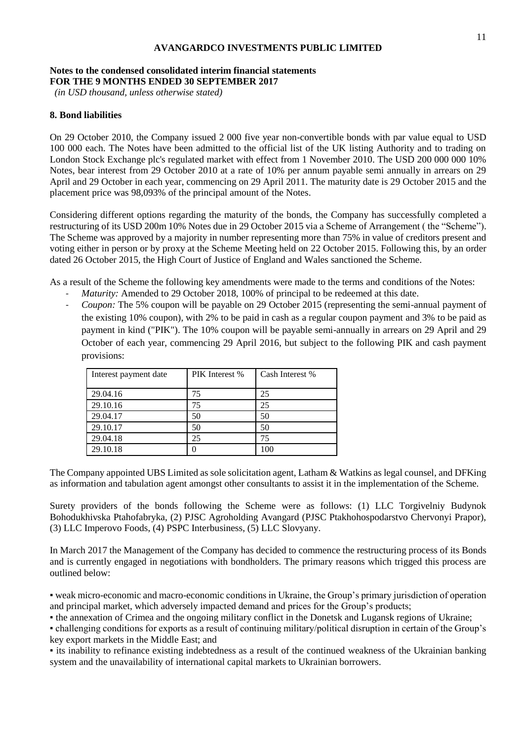**AVANGARDCO INVESTMENTS PUBLIC LIMITED**

**Notes to the condensed consolidated interim financial statements**
**FOR THE 9 MONTHS ENDED 30 SEPTEMBER 2017**
*(in USD thousand, unless otherwise stated)*

## 8. Bond liabilities

On 29 October 2010, the Company issued 2 000 five year non-convertible bonds with par value equal to USD 100 000 each. The Notes have been admitted to the official list of the UK listing Authority and to trading on London Stock Exchange plc's regulated market with effect from 1 November 2010. The USD 200 000 000 10% Notes, bear interest from 29 October 2010 at a rate of 10% per annum payable semi annually in arrears on 29 April and 29 October in each year, commencing on 29 April 2011. The maturity date is 29 October 2015 and the placement price was 98,093% of the principal amount of the Notes.

Considering different options regarding the maturity of the bonds, the Company has successfully completed a restructuring of its USD 200m 10% Notes due in 29 October 2015 via a Scheme of Arrangement ( the "Scheme"). The Scheme was approved by a majority in number representing more than 75% in value of creditors present and voting either in person or by proxy at the Scheme Meeting held on 22 October 2015. Following this, by an order dated 26 October 2015, the High Court of Justice of England and Wales sanctioned the Scheme.

As a result of the Scheme the following key amendments were made to the terms and conditions of the Notes:

- *Maturity:* Amended to 29 October 2018, 100% of principal to be redeemed at this date.
- *Coupon:* The 5% coupon will be payable on 29 October 2015 (representing the semi-annual payment of the existing 10% coupon), with 2% to be paid in cash as a regular coupon payment and 3% to be paid as payment in kind ("PIK"). The 10% coupon will be payable semi-annually in arrears on 29 April and 29 October of each year, commencing 29 April 2016, but subject to the following PIK and cash payment provisions:

| Interest payment date | PIK Interest % | Cash Interest % |
|---|---|---|
| 29.04.16 | 75 | 25 |
| 29.10.16 | 75 | 25 |
| 29.04.17 | 50 | 50 |
| 29.10.17 | 50 | 50 |
| 29.04.18 | 25 | 75 |
| 29.10.18 | 0 | 100 |

The Company appointed UBS Limited as sole solicitation agent, Latham & Watkins as legal counsel, and DFKing as information and tabulation agent amongst other consultants to assist it in the implementation of the Scheme.

Surety providers of the bonds following the Scheme were as follows: (1) LLC Torgivelniy Budynok Bohodukhivska Ptahofabryka, (2) PJSC Agroholding Avangard (PJSC Ptakhohospodarstvo Chervonyi Prapor), (3) LLC Imperovo Foods, (4) PSPC Interbusiness, (5) LLC Slovyany.

In March 2017 the Management of the Company has decided to commence the restructuring process of its Bonds and is currently engaged in negotiations with bondholders. The primary reasons which trigged this process are outlined below:

▪ weak micro-economic and macro-economic conditions in Ukraine, the Group's primary jurisdiction of operation and principal market, which adversely impacted demand and prices for the Group's products;

▪ the annexation of Crimea and the ongoing military conflict in the Donetsk and Lugansk regions of Ukraine;

▪ challenging conditions for exports as a result of continuing military/political disruption in certain of the Group's key export markets in the Middle East; and

▪ its inability to refinance existing indebtedness as a result of the continued weakness of the Ukrainian banking system and the unavailability of international capital markets to Ukrainian borrowers.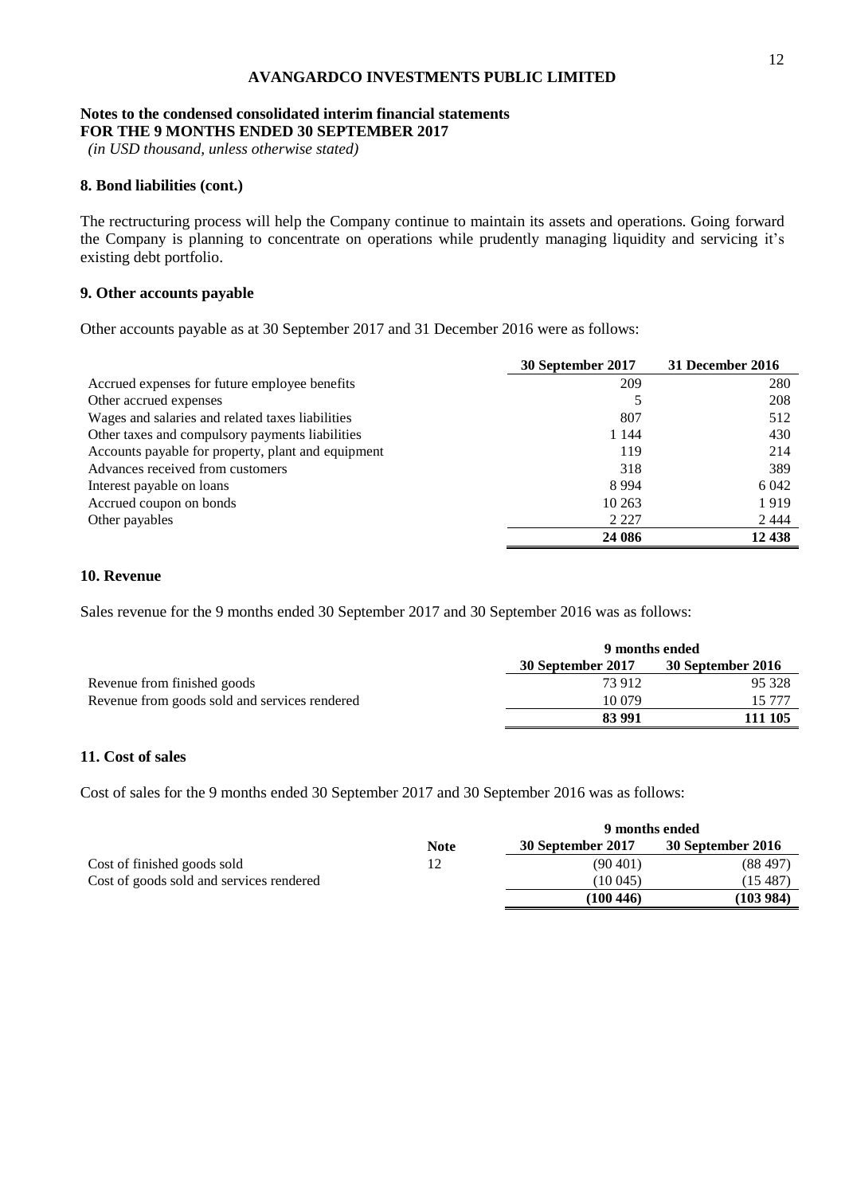**AVANGARDCO INVESTMENTS PUBLIC LIMITED**

**Notes to the condensed consolidated interim financial statements**
**FOR THE 9 MONTHS ENDED 30 SEPTEMBER 2017**
*(in USD thousand, unless otherwise stated)*

### 8. Bond liabilities (cont.)

The rectructuring process will help the Company continue to maintain its assets and operations. Going forward the Company is planning to concentrate on operations while prudently managing liquidity and servicing it's existing debt portfolio.

### 9. Other accounts payable

Other accounts payable as at 30 September 2017 and 31 December 2016 were as follows:

| | 30 September 2017 | 31 December 2016 |
|---|---|---|
| Accrued expenses for future employee benefits | 209 | 280 |
| Other accrued expenses | 5 | 208 |
| Wages and salaries and related taxes liabilities | 807 | 512 |
| Other taxes and compulsory payments liabilities | 1 144 | 430 |
| Accounts payable for property, plant and equipment | 119 | 214 |
| Advances received from customers | 318 | 389 |
| Interest payable on loans | 8 994 | 6 042 |
| Accrued coupon on bonds | 10 263 | 1 919 |
| Other payables | 2 227 | 2 444 |
| | **24 086** | **12 438** |

### 10. Revenue

Sales revenue for the 9 months ended 30 September 2017 and 30 September 2016 was as follows:

| | 9 months ended | |
|---|---|---|
| | 30 September 2017 | 30 September 2016 |
| Revenue from finished goods | 73 912 | 95 328 |
| Revenue from goods sold and services rendered | 10 079 | 15 777 |
| | **83 991** | **111 105** |

### 11. Cost of sales

Cost of sales for the 9 months ended 30 September 2017 and 30 September 2016 was as follows:

| | | 9 months ended | |
|---|---|---|---|
| | Note | 30 September 2017 | 30 September 2016 |
| Cost of finished goods sold | 12 | (90 401) | (88 497) |
| Cost of goods sold and services rendered | | (10 045) | (15 487) |
| | | **(100 446)** | **(103 984)** |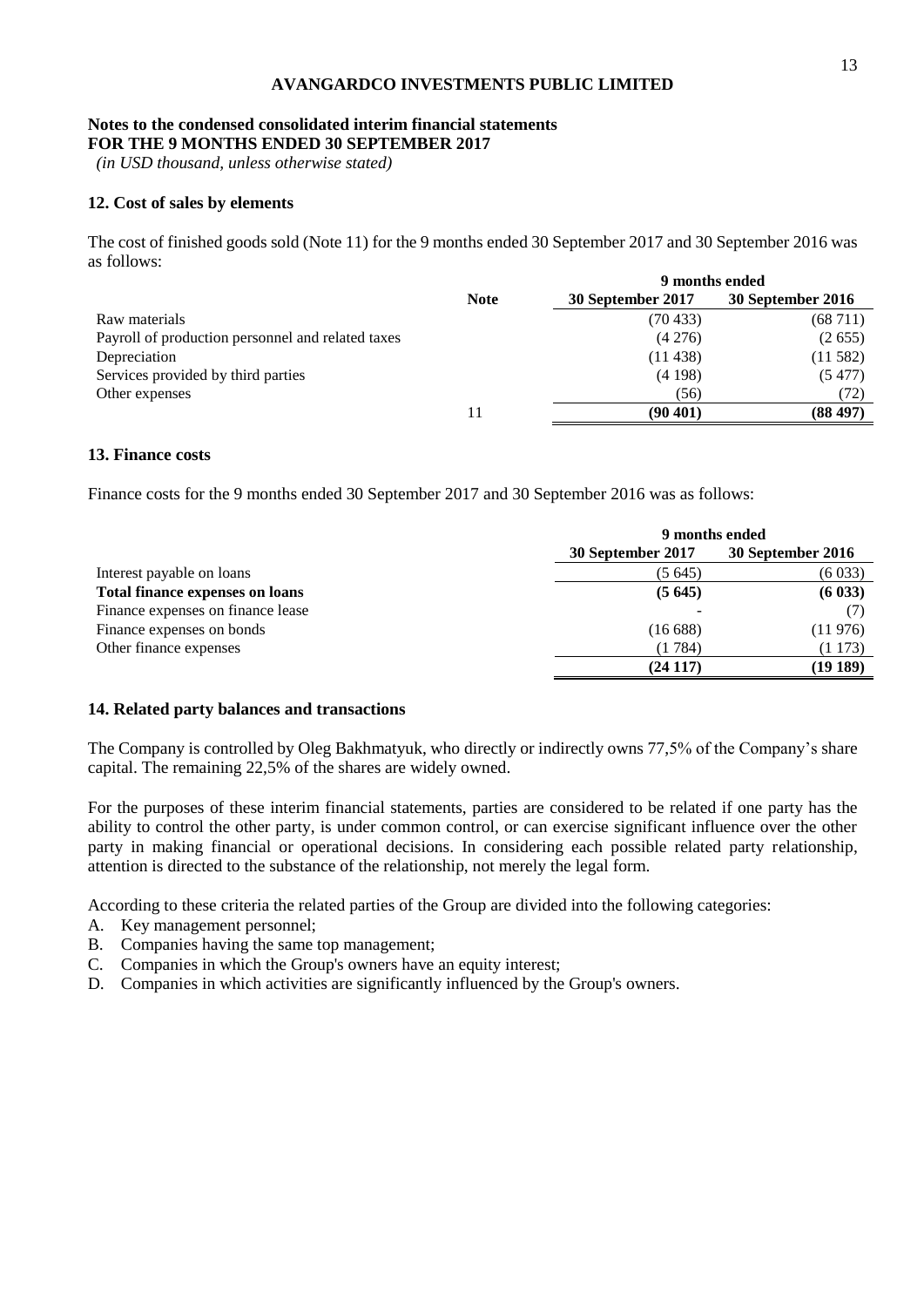**AVANGARDCO INVESTMENTS PUBLIC LIMITED**

**Notes to the condensed consolidated interim financial statements**
**FOR THE 9 MONTHS ENDED 30 SEPTEMBER 2017**
*(in USD thousand, unless otherwise stated)*

### 12. Cost of sales by elements

The cost of finished goods sold (Note 11) for the 9 months ended 30 September 2017 and 30 September 2016 was as follows:

| | | 9 months ended | |
|---|---|---|---|
| | **Note** | **30 September 2017** | **30 September 2016** |
| Raw materials | | (70 433) | (68 711) |
| Payroll of production personnel and related taxes | | (4 276) | (2 655) |
| Depreciation | | (11 438) | (11 582) |
| Services provided by third parties | | (4 198) | (5 477) |
| Other expenses | | (56) | (72) |
| | 11 | **(90 401)** | **(88 497)** |

### 13. Finance costs

Finance costs for the 9 months ended 30 September 2017 and 30 September 2016 was as follows:

| | 9 months ended | |
|---|---|---|
| | **30 September 2017** | **30 September 2016** |
| Interest payable on loans | (5 645) | (6 033) |
| **Total finance expenses on loans** | **(5 645)** | **(6 033)** |
| Finance expenses on finance lease | - | (7) |
| Finance expenses on bonds | (16 688) | (11 976) |
| Other finance expenses | (1 784) | (1 173) |
| | **(24 117)** | **(19 189)** |

### 14. Related party balances and transactions

The Company is controlled by Oleg Bakhmatyuk, who directly or indirectly owns 77,5% of the Company's share capital. The remaining 22,5% of the shares are widely owned.

For the purposes of these interim financial statements, parties are considered to be related if one party has the ability to control the other party, is under common control, or can exercise significant influence over the other party in making financial or operational decisions. In considering each possible related party relationship, attention is directed to the substance of the relationship, not merely the legal form.

According to these criteria the related parties of the Group are divided into the following categories:

A. Key management personnel;
B. Companies having the same top management;
C. Companies in which the Group's owners have an equity interest;
D. Companies in which activities are significantly influenced by the Group's owners.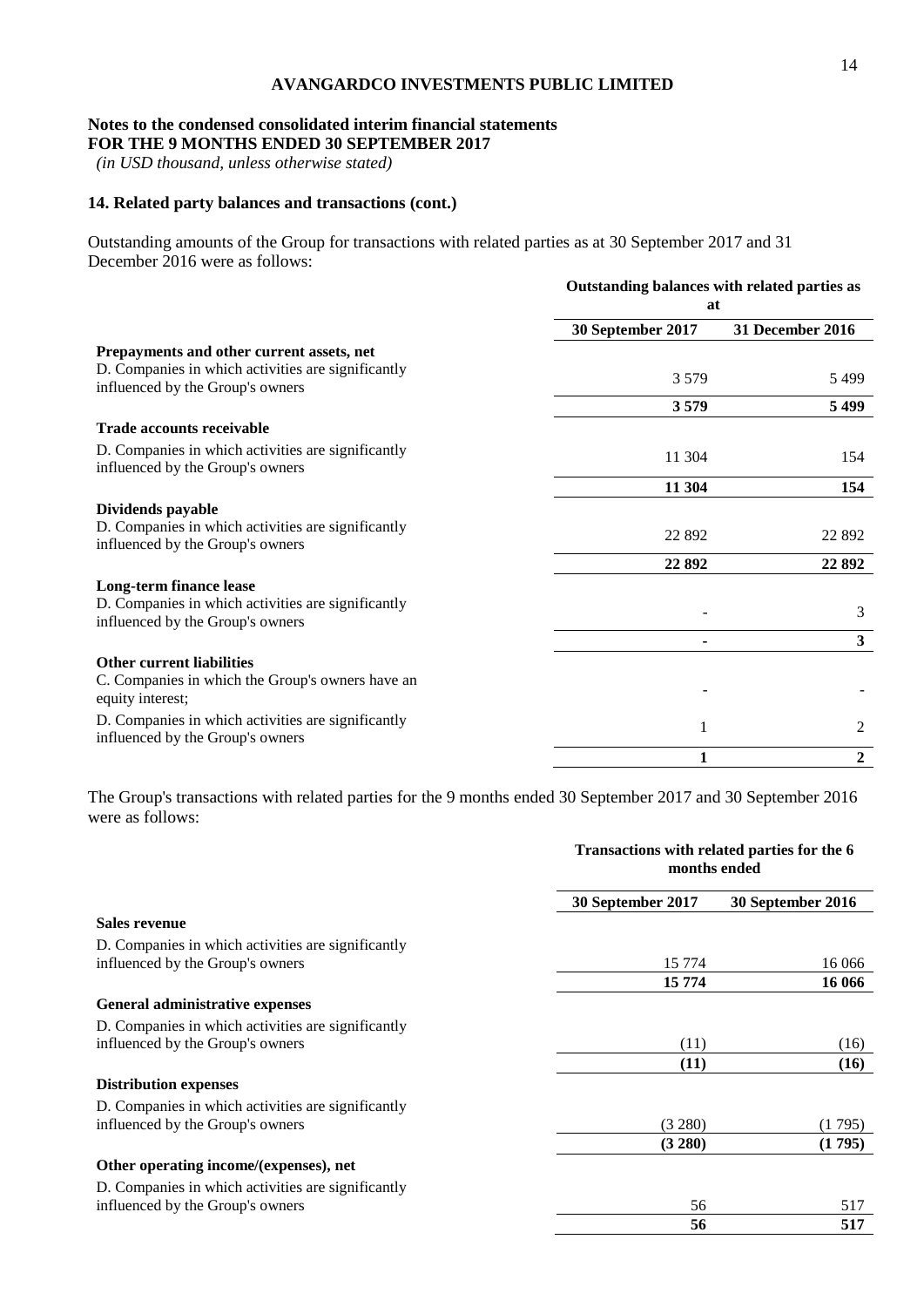**AVANGARDCO INVESTMENTS PUBLIC LIMITED**

**Notes to the condensed consolidated interim financial statements**
**FOR THE 9 MONTHS ENDED 30 SEPTEMBER 2017**
*(in USD thousand, unless otherwise stated)*

### 14. Related party balances and transactions (cont.)

Outstanding amounts of the Group for transactions with related parties as at 30 September 2017 and 31 December 2016 were as follows:

| | **Outstanding balances with related parties as at** | |
|---|---|---|
| | **30 September 2017** | **31 December 2016** |
| **Prepayments and other current assets, net** | | |
| D. Companies in which activities are significantly influenced by the Group's owners | 3 579 | 5 499 |
| | **3 579** | **5 499** |
| **Trade accounts receivable** | | |
| D. Companies in which activities are significantly influenced by the Group's owners | 11 304 | 154 |
| | **11 304** | **154** |
| **Dividends payable** | | |
| D. Companies in which activities are significantly influenced by the Group's owners | 22 892 | 22 892 |
| | **22 892** | **22 892** |
| **Long-term finance lease** | | |
| D. Companies in which activities are significantly influenced by the Group's owners | - | 3 |
| | **-** | **3** |
| **Other current liabilities** | | |
| C. Companies in which the Group's owners have an equity interest; | - | - |
| D. Companies in which activities are significantly influenced by the Group's owners | 1 | 2 |
| | **1** | **2** |

The Group's transactions with related parties for the 9 months ended 30 September 2017 and 30 September 2016 were as follows:

| | **Transactions with related parties for the 6 months ended** | |
|---|---|---|
| | **30 September 2017** | **30 September 2016** |
| **Sales revenue** | | |
| D. Companies in which activities are significantly influenced by the Group's owners | 15 774 | 16 066 |
| | **15 774** | **16 066** |
| **General administrative expenses** | | |
| D. Companies in which activities are significantly influenced by the Group's owners | (11) | (16) |
| | **(11)** | **(16)** |
| **Distribution expenses** | | |
| D. Companies in which activities are significantly influenced by the Group's owners | (3 280) | (1 795) |
| | **(3 280)** | **(1 795)** |
| **Other operating income/(expenses), net** | | |
| D. Companies in which activities are significantly influenced by the Group's owners | 56 | 517 |
| | **56** | **517** |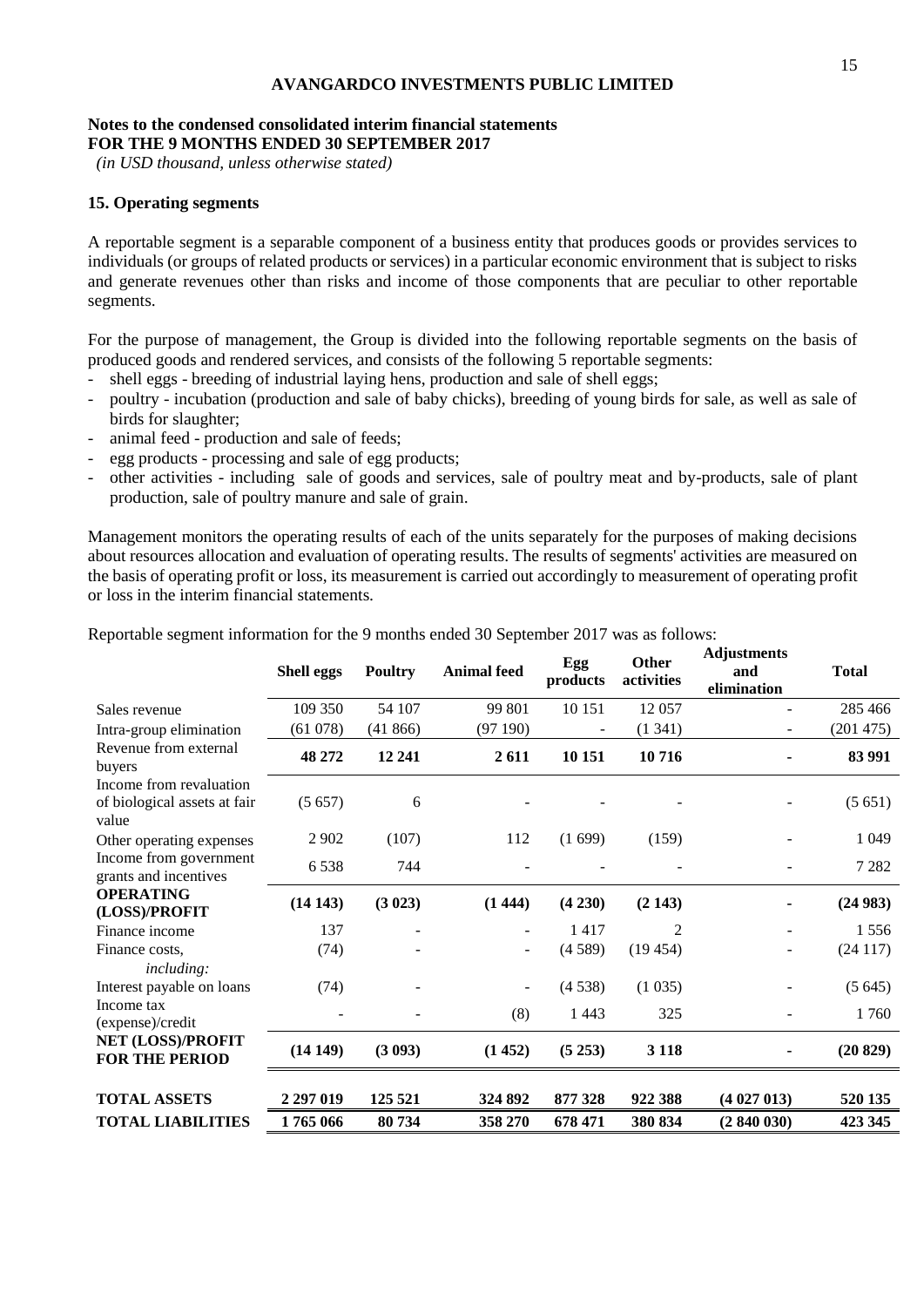**AVANGARDCO INVESTMENTS PUBLIC LIMITED**

**Notes to the condensed consolidated interim financial statements**
**FOR THE 9 MONTHS ENDED 30 SEPTEMBER 2017**
*(in USD thousand, unless otherwise stated)*

## 15. Operating segments

A reportable segment is a separable component of a business entity that produces goods or provides services to individuals (or groups of related products or services) in a particular economic environment that is subject to risks and generate revenues other than risks and income of those components that are peculiar to other reportable segments.

For the purpose of management, the Group is divided into the following reportable segments on the basis of produced goods and rendered services, and consists of the following 5 reportable segments:

- shell eggs - breeding of industrial laying hens, production and sale of shell eggs;
- poultry - incubation (production and sale of baby chicks), breeding of young birds for sale, as well as sale of birds for slaughter;
- animal feed - production and sale of feeds;
- egg products - processing and sale of egg products;
- other activities - including sale of goods and services, sale of poultry meat and by-products, sale of plant production, sale of poultry manure and sale of grain.

Management monitors the operating results of each of the units separately for the purposes of making decisions about resources allocation and evaluation of operating results. The results of segments' activities are measured on the basis of operating profit or loss, its measurement is carried out accordingly to measurement of operating profit or loss in the interim financial statements.

Reportable segment information for the 9 months ended 30 September 2017 was as follows:

| | Shell eggs | Poultry | Animal feed | Egg products | Other activities | Adjustments and elimination | Total |
|---|---|---|---|---|---|---|---|
| Sales revenue | 109 350 | 54 107 | 99 801 | 10 151 | 12 057 | - | 285 466 |
| Intra-group elimination | (61 078) | (41 866) | (97 190) | - | (1 341) | - | (201 475) |
| Revenue from external buyers | **48 272** | **12 241** | **2 611** | **10 151** | **10 716** | **-** | **83 991** |
| Income from revaluation of biological assets at fair value | (5 657) | 6 | - | - | - | - | (5 651) |
| Other operating expenses | 2 902 | (107) | 112 | (1 699) | (159) | - | 1 049 |
| Income from government grants and incentives | 6 538 | 744 | - | - | - | - | 7 282 |
| **OPERATING (LOSS)/PROFIT** | **(14 143)** | **(3 023)** | **(1 444)** | **(4 230)** | **(2 143)** | **-** | **(24 983)** |
| Finance income | 137 | - | - | 1 417 | 2 | - | 1 556 |
| Finance costs, *including:* | (74) | - | - | (4 589) | (19 454) | - | (24 117) |
| Interest payable on loans | (74) | - | - | (4 538) | (1 035) | - | (5 645) |
| Income tax (expense)/credit | - | - | (8) | 1 443 | 325 | - | 1 760 |
| **NET (LOSS)/PROFIT FOR THE PERIOD** | **(14 149)** | **(3 093)** | **(1 452)** | **(5 253)** | **3 118** | **-** | **(20 829)** |
| **TOTAL ASSETS** | **2 297 019** | **125 521** | **324 892** | **877 328** | **922 388** | **(4 027 013)** | **520 135** |
| **TOTAL LIABILITIES** | **1 765 066** | **80 734** | **358 270** | **678 471** | **380 834** | **(2 840 030)** | **423 345** |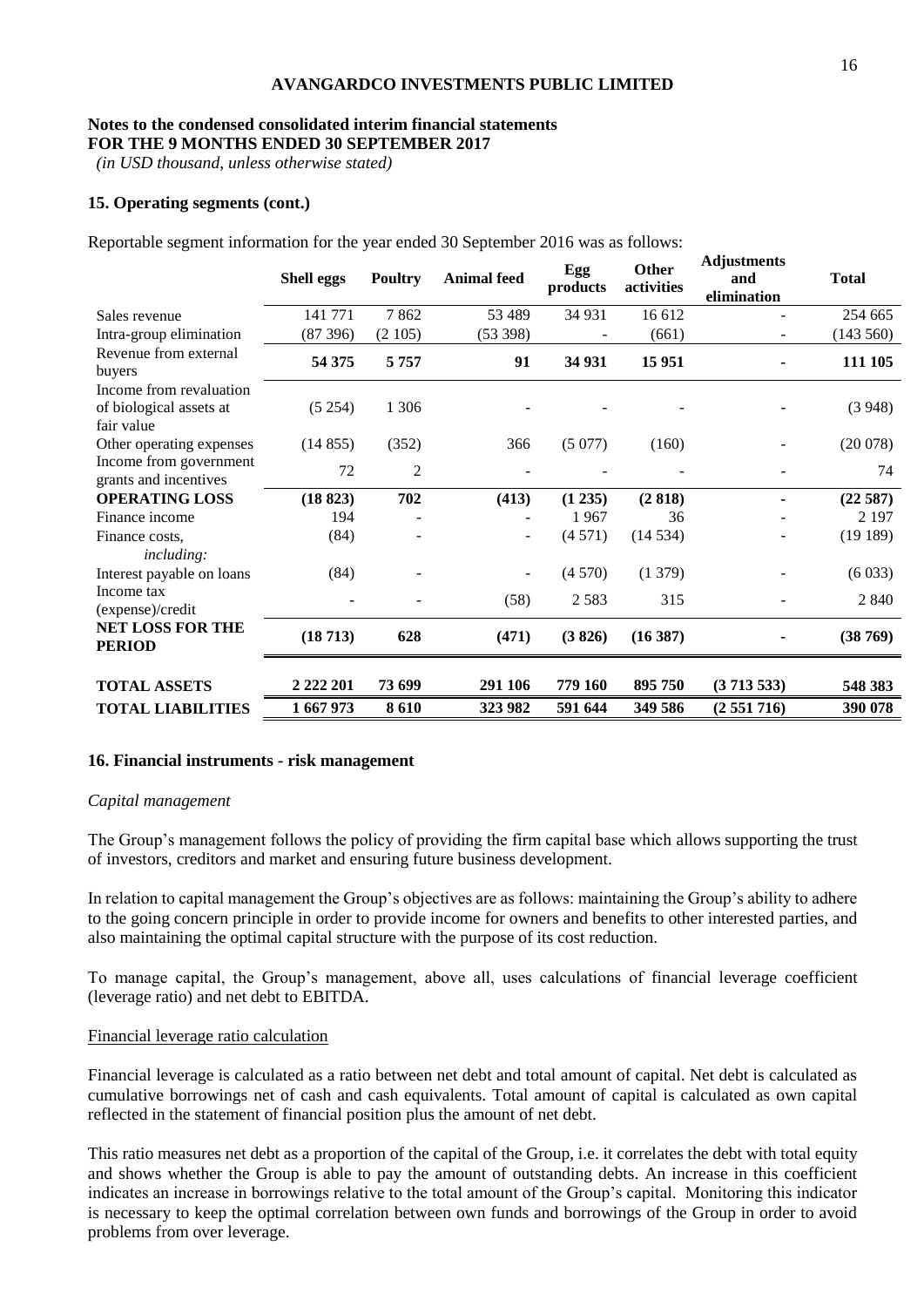**AVANGARDCO INVESTMENTS PUBLIC LIMITED**

**Notes to the condensed consolidated interim financial statements**
**FOR THE 9 MONTHS ENDED 30 SEPTEMBER 2017**
*(in USD thousand, unless otherwise stated)*

### 15. Operating segments (cont.)

Reportable segment information for the year ended 30 September 2016 was as follows:

| | Shell eggs | Poultry | Animal feed | Egg products | Other activities | Adjustments and elimination | Total |
|---|---|---|---|---|---|---|---|
| Sales revenue | 141 771 | 7 862 | 53 489 | 34 931 | 16 612 | - | 254 665 |
| Intra-group elimination | (87 396) | (2 105) | (53 398) | - | (661) | - | (143 560) |
| Revenue from external buyers | **54 375** | **5 757** | **91** | **34 931** | **15 951** | **-** | **111 105** |
| Income from revaluation of biological assets at fair value | (5 254) | 1 306 | - | - | - | - | (3 948) |
| Other operating expenses | (14 855) | (352) | 366 | (5 077) | (160) | - | (20 078) |
| Income from government grants and incentives | 72 | 2 | - | - | - | - | 74 |
| **OPERATING LOSS** | **(18 823)** | **702** | **(413)** | **(1 235)** | **(2 818)** | **-** | **(22 587)** |
| Finance income | 194 | - | - | 1 967 | 36 | - | 2 197 |
| Finance costs, *including:* | (84) | - | - | (4 571) | (14 534) | - | (19 189) |
| Interest payable on loans | (84) | - | - | (4 570) | (1 379) | - | (6 033) |
| Income tax (expense)/credit | - | - | (58) | 2 583 | 315 | - | 2 840 |
| **NET LOSS FOR THE PERIOD** | **(18 713)** | **628** | **(471)** | **(3 826)** | **(16 387)** | **-** | **(38 769)** |
| **TOTAL ASSETS** | **2 222 201** | **73 699** | **291 106** | **779 160** | **895 750** | **(3 713 533)** | **548 383** |
| **TOTAL LIABILITIES** | **1 667 973** | **8 610** | **323 982** | **591 644** | **349 586** | **(2 551 716)** | **390 078** |

### 16. Financial instruments - risk management

*Capital management*

The Group's management follows the policy of providing the firm capital base which allows supporting the trust of investors, creditors and market and ensuring future business development.

In relation to capital management the Group's objectives are as follows: maintaining the Group's ability to adhere to the going concern principle in order to provide income for owners and benefits to other interested parties, and also maintaining the optimal capital structure with the purpose of its cost reduction.

To manage capital, the Group's management, above all, uses calculations of financial leverage coefficient (leverage ratio) and net debt to EBITDA.

Financial leverage ratio calculation

Financial leverage is calculated as a ratio between net debt and total amount of capital. Net debt is calculated as cumulative borrowings net of cash and cash equivalents. Total amount of capital is calculated as own capital reflected in the statement of financial position plus the amount of net debt.

This ratio measures net debt as a proportion of the capital of the Group, i.e. it correlates the debt with total equity and shows whether the Group is able to pay the amount of outstanding debts. An increase in this coefficient indicates an increase in borrowings relative to the total amount of the Group's capital. Monitoring this indicator is necessary to keep the optimal correlation between own funds and borrowings of the Group in order to avoid problems from over leverage.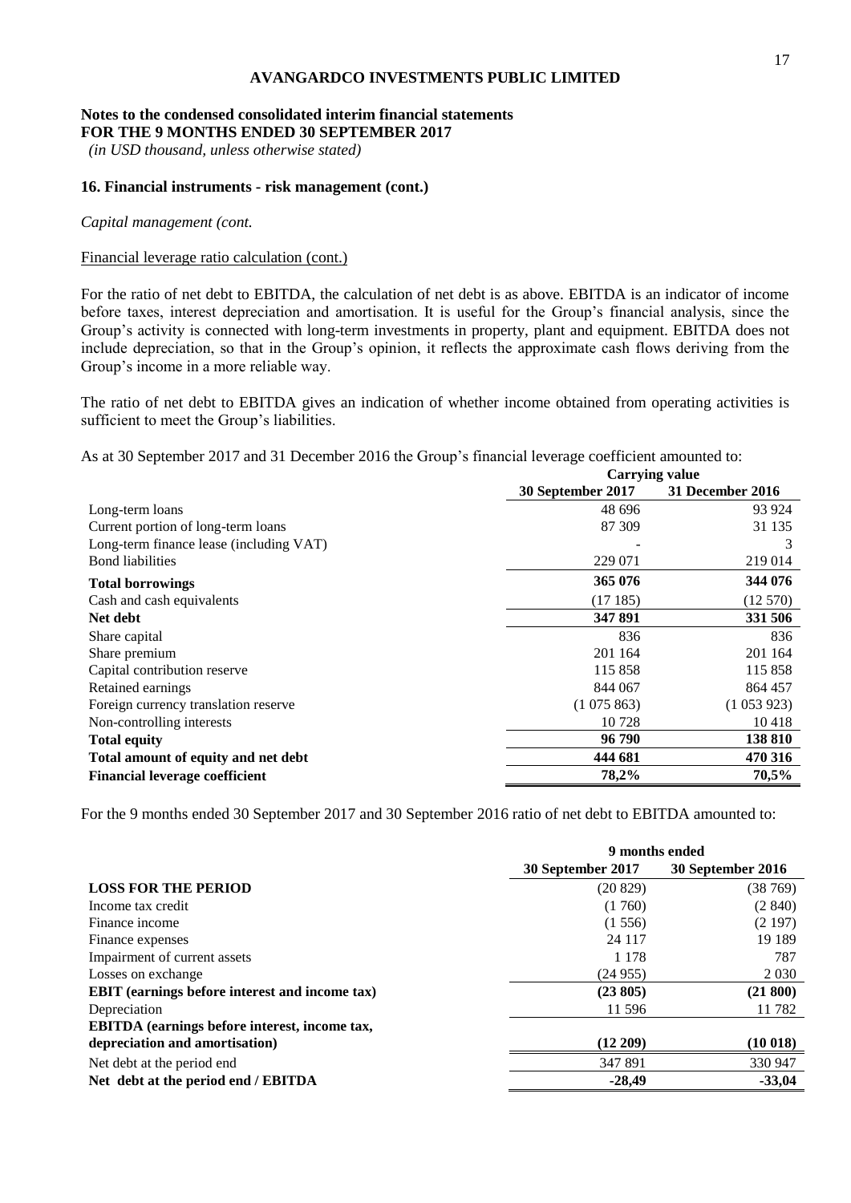**AVANGARDCO INVESTMENTS PUBLIC LIMITED**

**Notes to the condensed consolidated interim financial statements**
**FOR THE 9 MONTHS ENDED 30 SEPTEMBER 2017**
*(in USD thousand, unless otherwise stated)*

### 16. Financial instruments - risk management (cont.)

*Capital management (cont.*

Financial leverage ratio calculation (cont.)

For the ratio of net debt to EBITDA, the calculation of net debt is as above. EBITDA is an indicator of income before taxes, interest depreciation and amortisation. It is useful for the Group's financial analysis, since the Group's activity is connected with long-term investments in property, plant and equipment. EBITDA does not include depreciation, so that in the Group's opinion, it reflects the approximate cash flows deriving from the Group's income in a more reliable way.

The ratio of net debt to EBITDA gives an indication of whether income obtained from operating activities is sufficient to meet the Group's liabilities.

As at 30 September 2017 and 31 December 2016 the Group's financial leverage coefficient amounted to:

| | **Carrying value** | |
|---|---|---|
| | **30 September 2017** | **31 December 2016** |
| Long-term loans | 48 696 | 93 924 |
| Current portion of long-term loans | 87 309 | 31 135 |
| Long-term finance lease (including VAT) | - | 3 |
| Bond liabilities | 229 071 | 219 014 |
| **Total borrowings** | **365 076** | **344 076** |
| Cash and cash equivalents | (17 185) | (12 570) |
| **Net debt** | **347 891** | **331 506** |
| Share capital | 836 | 836 |
| Share premium | 201 164 | 201 164 |
| Capital contribution reserve | 115 858 | 115 858 |
| Retained earnings | 844 067 | 864 457 |
| Foreign currency translation reserve | (1 075 863) | (1 053 923) |
| Non-controlling interests | 10 728 | 10 418 |
| **Total equity** | **96 790** | **138 810** |
| **Total amount of equity and net debt** | **444 681** | **470 316** |
| **Financial leverage coefficient** | **78,2%** | **70,5%** |

For the 9 months ended 30 September 2017 and 30 September 2016 ratio of net debt to EBITDA amounted to:

| | **9 months ended** | |
|---|---|---|
| | **30 September 2017** | **30 September 2016** |
| **LOSS FOR THE PERIOD** | (20 829) | (38 769) |
| Income tax credit | (1 760) | (2 840) |
| Finance income | (1 556) | (2 197) |
| Finance expenses | 24 117 | 19 189 |
| Impairment of current assets | 1 178 | 787 |
| Losses on exchange | (24 955) | 2 030 |
| **EBIT (earnings before interest and income tax)** | **(23 805)** | **(21 800)** |
| Depreciation | 11 596 | 11 782 |
| **EBITDA (earnings before interest, income tax, depreciation and amortisation)** | **(12 209)** | **(10 018)** |
| Net debt at the period end | 347 891 | 330 947 |
| **Net debt at the period end / EBITDA** | **-28,49** | **-33,04** |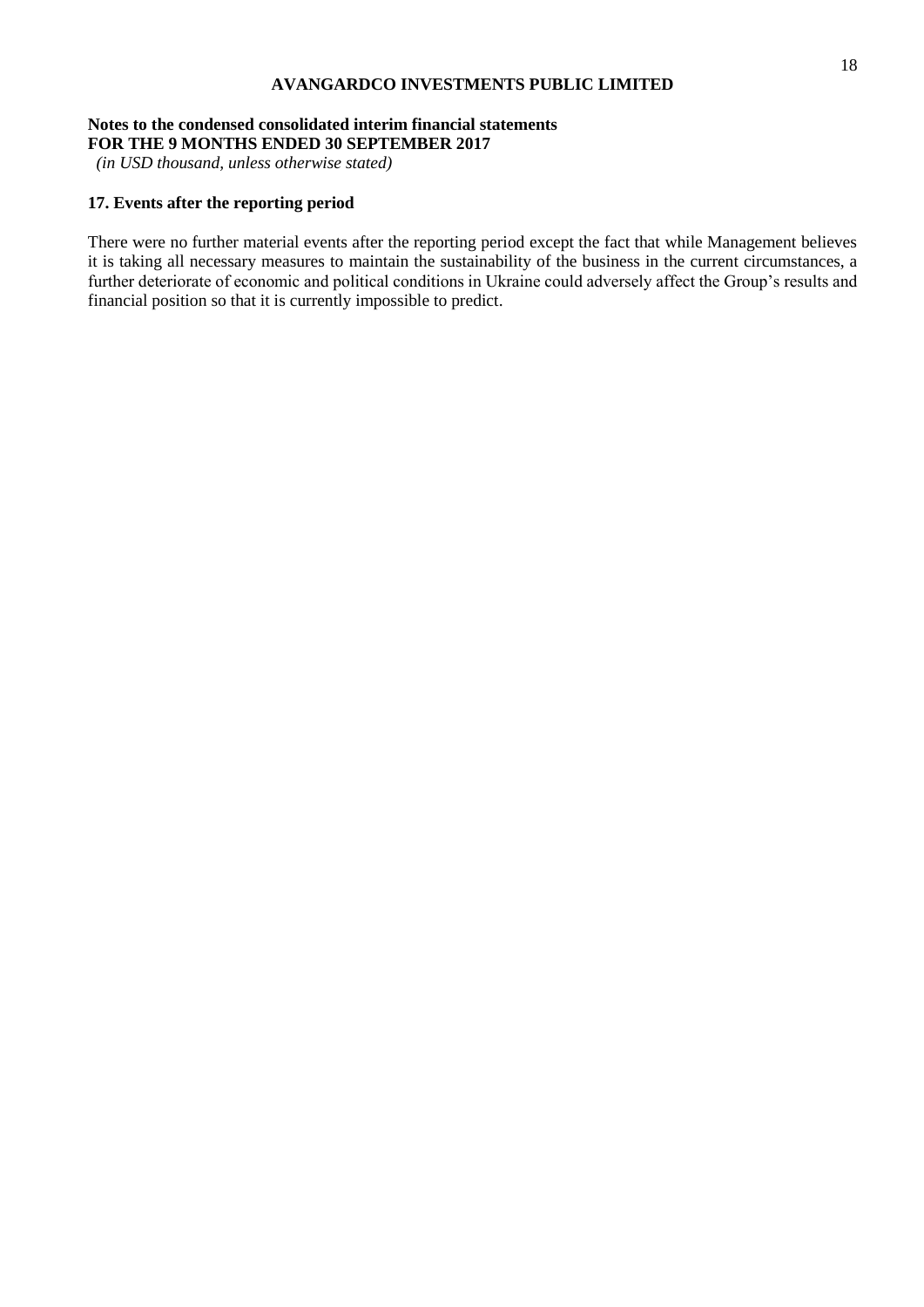**AVANGARDCO INVESTMENTS PUBLIC LIMITED**

**Notes to the condensed consolidated interim financial statements**
**FOR THE 9 MONTHS ENDED 30 SEPTEMBER 2017**
*(in USD thousand, unless otherwise stated)*

## 17. Events after the reporting period

There were no further material events after the reporting period except the fact that while Management believes it is taking all necessary measures to maintain the sustainability of the business in the current circumstances, a further deteriorate of economic and political conditions in Ukraine could adversely affect the Group's results and financial position so that it is currently impossible to predict.